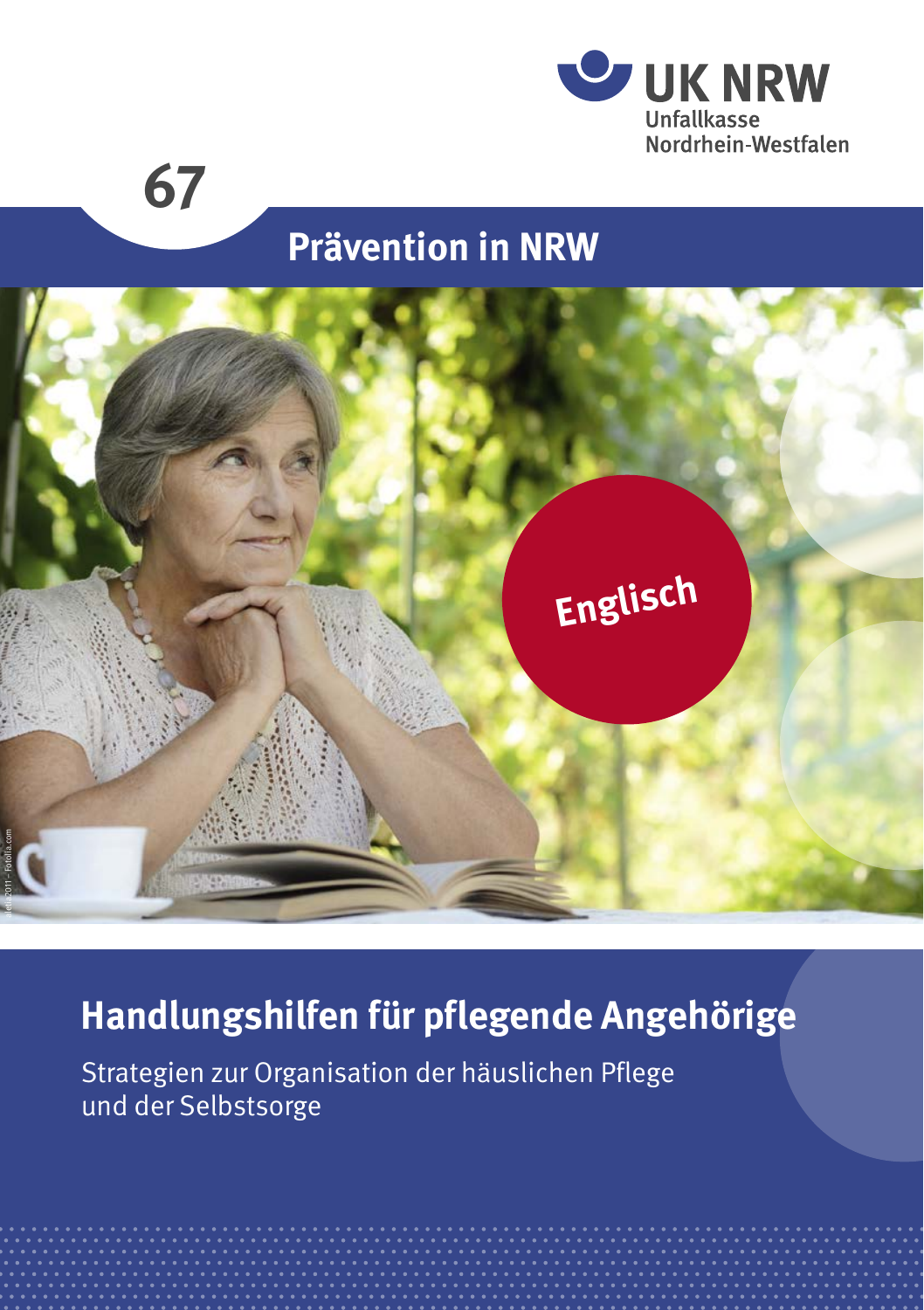UK NRW
Unfallkasse
Nordrhein-Westfalen

67

Prävention in NRW

Englisch

# Handlungshilfen für pflegende Angehörige

Strategien zur Organisation der häuslichen Pflege und der Selbstsorge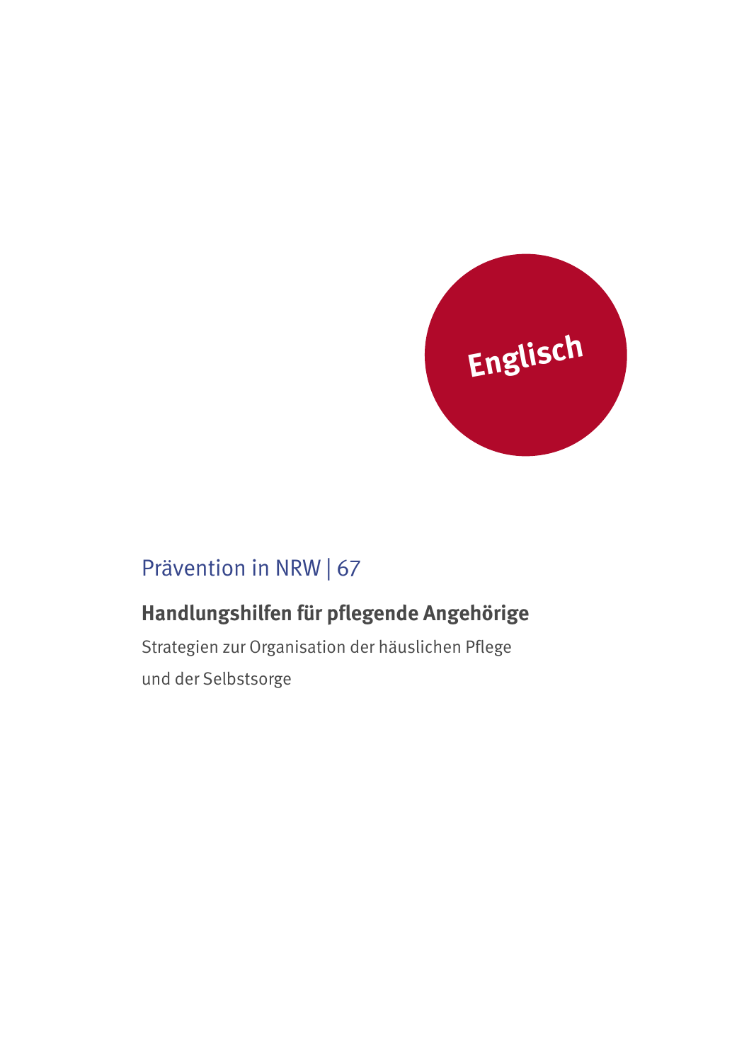Englisch

Prävention in NRW | 67

# Handlungshilfen für pflegende Angehörige

Strategien zur Organisation der häuslichen Pflege und der Selbstsorge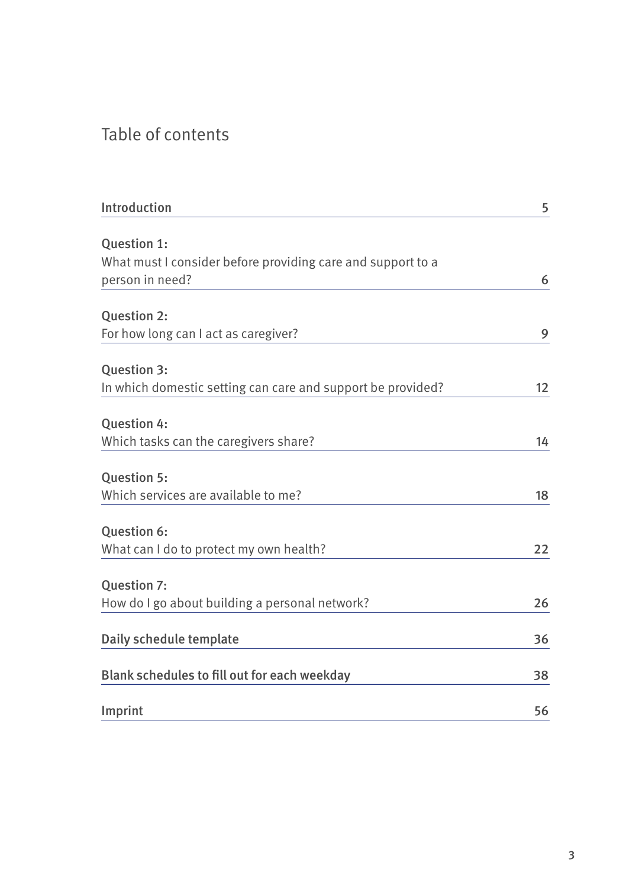# Table of contents

| | |
|---|---|
| **Introduction** | 5 |
| **Question 1:** What must I consider before providing care and support to a person in need? | 6 |
| **Question 2:** For how long can I act as caregiver? | 9 |
| **Question 3:** In which domestic setting can care and support be provided? | 12 |
| **Question 4:** Which tasks can the caregivers share? | 14 |
| **Question 5:** Which services are available to me? | 18 |
| **Question 6:** What can I do to protect my own health? | 22 |
| **Question 7:** How do I go about building a personal network? | 26 |
| **Daily schedule template** | 36 |
| **Blank schedules to fill out for each weekday** | 38 |
| **Imprint** | 56 |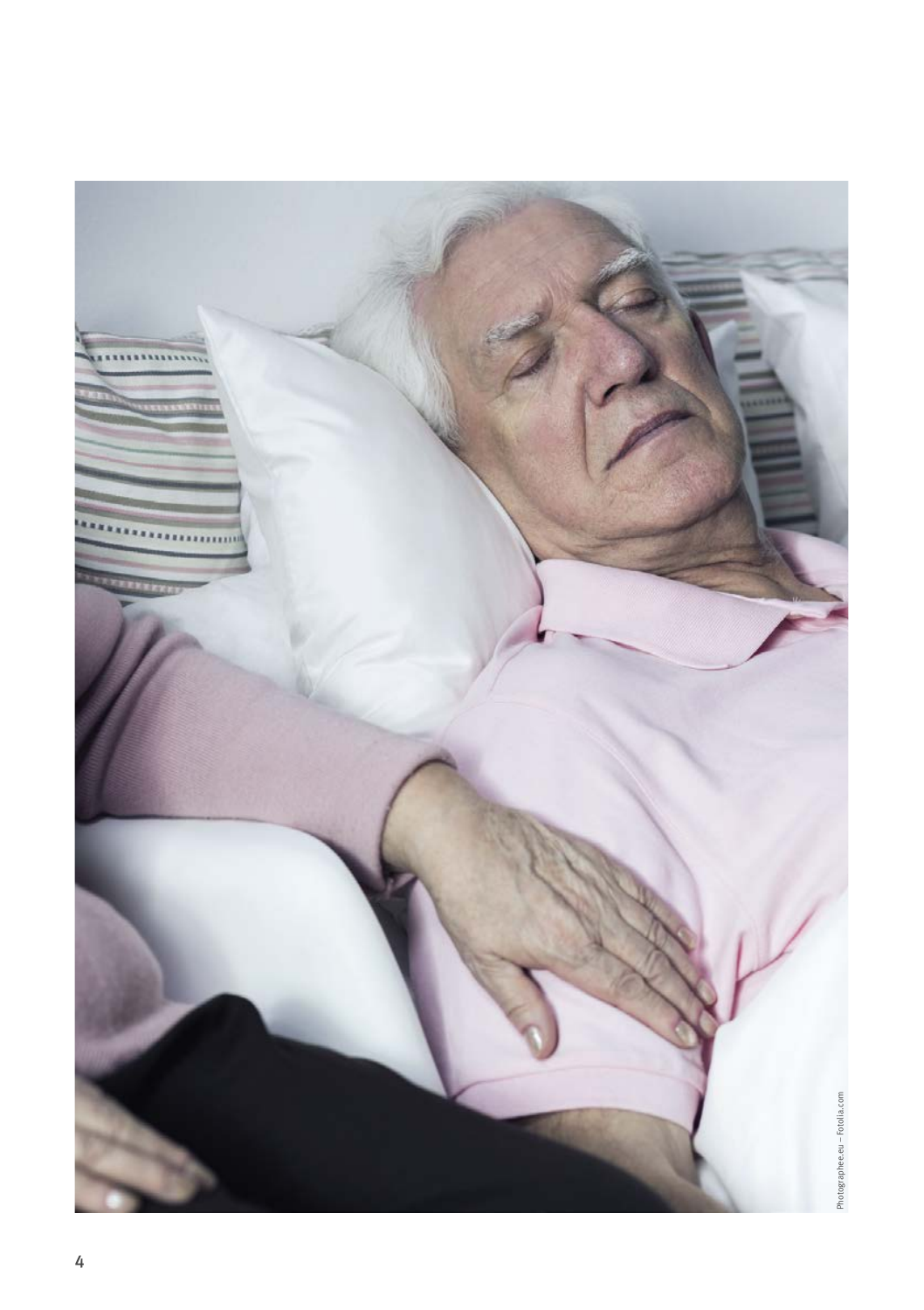Photographee.eu – Fotolia.com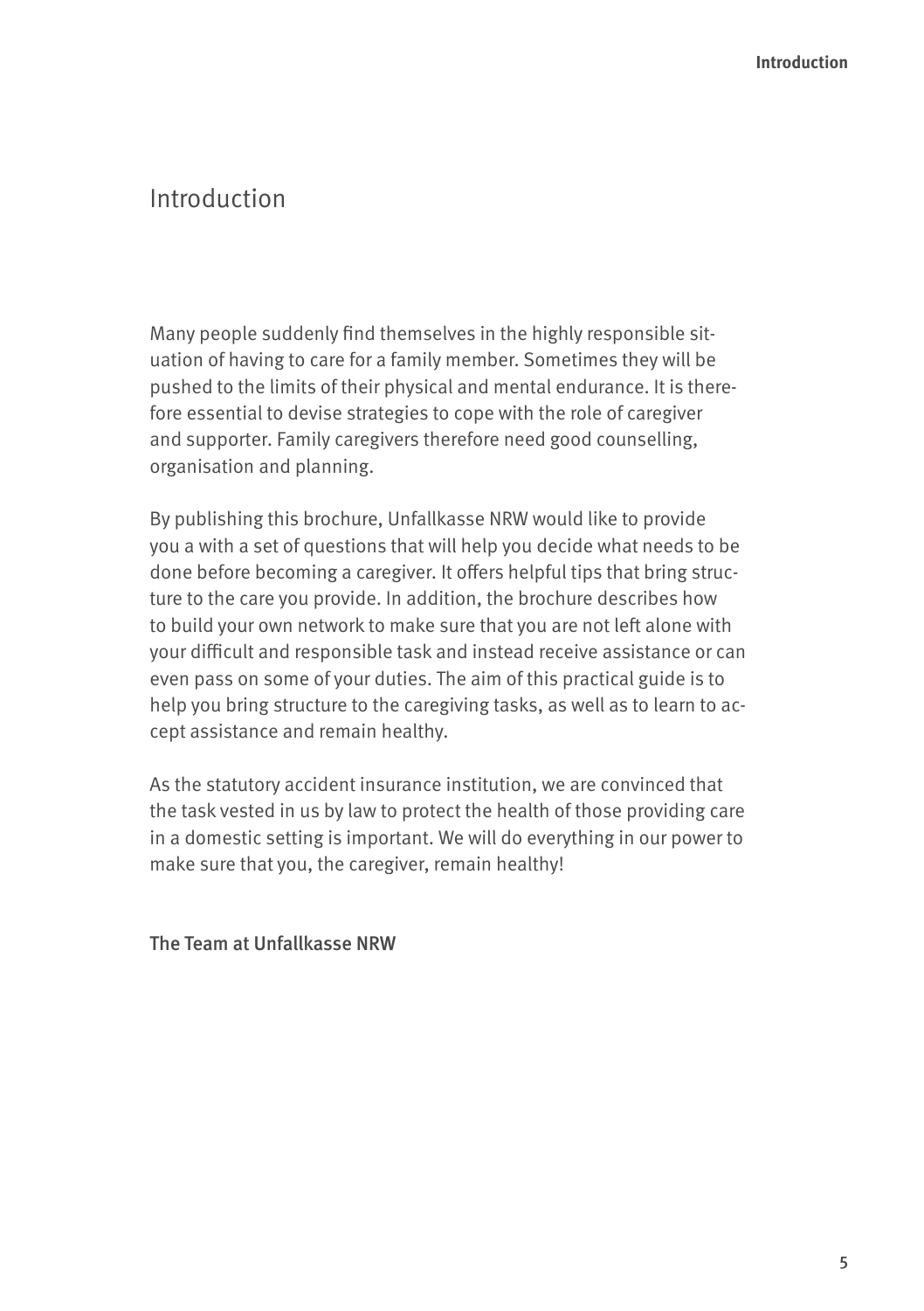# Introduction

Many people suddenly find themselves in the highly responsible situation of having to care for a family member. Sometimes they will be pushed to the limits of their physical and mental endurance. It is therefore essential to devise strategies to cope with the role of caregiver and supporter. Family caregivers therefore need good counselling, organisation and planning.

By publishing this brochure, Unfallkasse NRW would like to provide you a with a set of questions that will help you decide what needs to be done before becoming a caregiver. It offers helpful tips that bring structure to the care you provide. In addition, the brochure describes how to build your own network to make sure that you are not left alone with your difficult and responsible task and instead receive assistance or can even pass on some of your duties. The aim of this practical guide is to help you bring structure to the caregiving tasks, as well as to learn to accept assistance and remain healthy.

As the statutory accident insurance institution, we are convinced that the task vested in us by law to protect the health of those providing care in a domestic setting is important. We will do everything in our power to make sure that you, the caregiver, remain healthy!

The Team at Unfallkasse NRW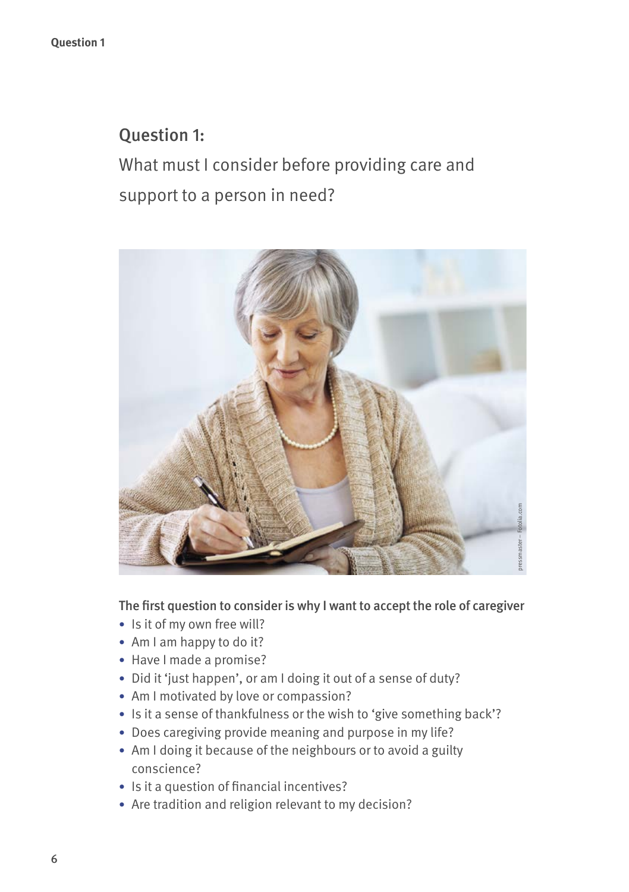## Question 1:

What must I consider before providing care and support to a person in need?

**The first question to consider is why I want to accept the role of caregiver**

- Is it of my own free will?
- Am I am happy to do it?
- Have I made a promise?
- Did it 'just happen', or am I doing it out of a sense of duty?
- Am I motivated by love or compassion?
- Is it a sense of thankfulness or the wish to 'give something back'?
- Does caregiving provide meaning and purpose in my life?
- Am I doing it because of the neighbours or to avoid a guilty conscience?
- Is it a question of financial incentives?
- Are tradition and religion relevant to my decision?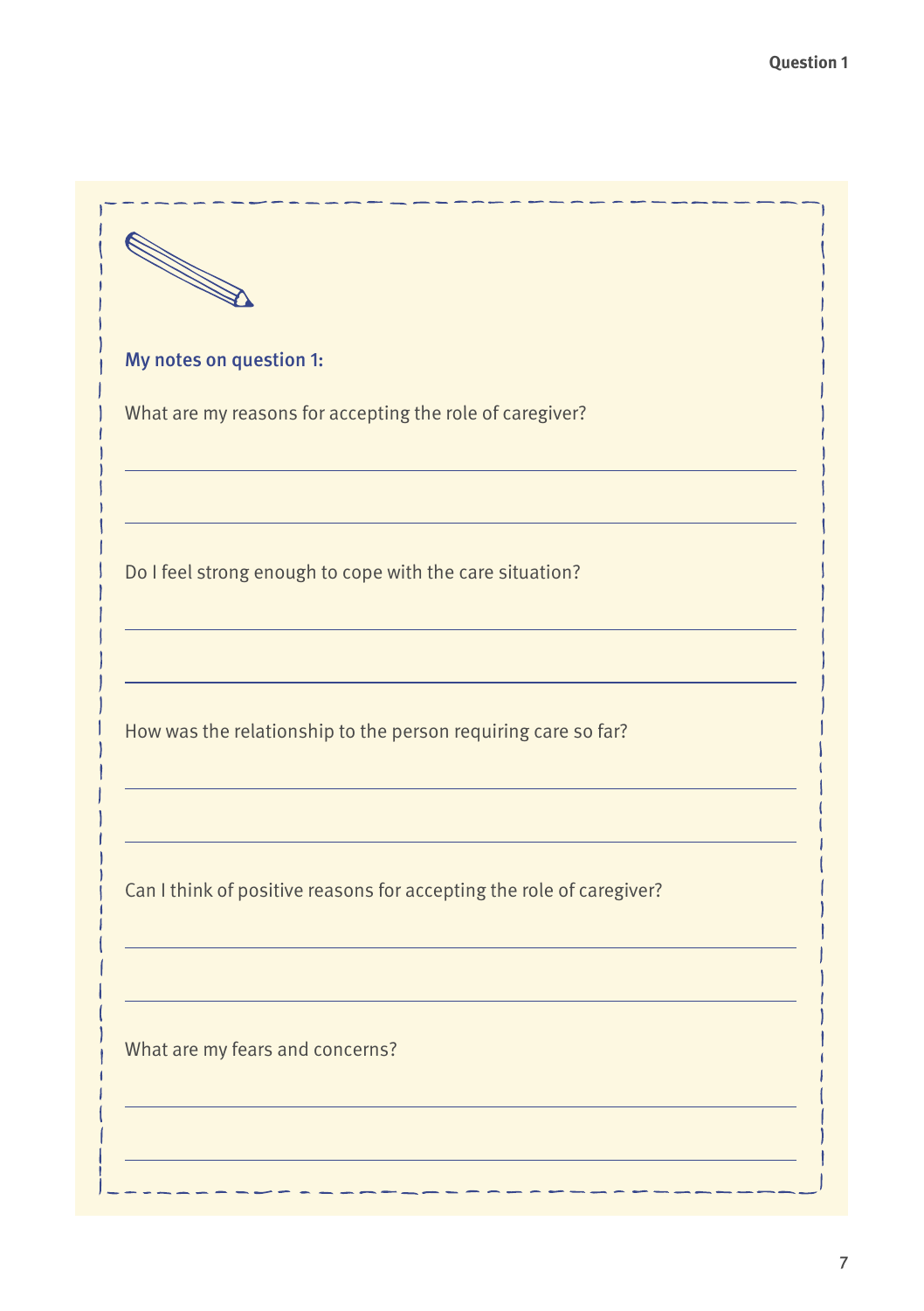**My notes on question 1:**

What are my reasons for accepting the role of caregiver?

Do I feel strong enough to cope with the care situation?

How was the relationship to the person requiring care so far?

Can I think of positive reasons for accepting the role of caregiver?

What are my fears and concerns?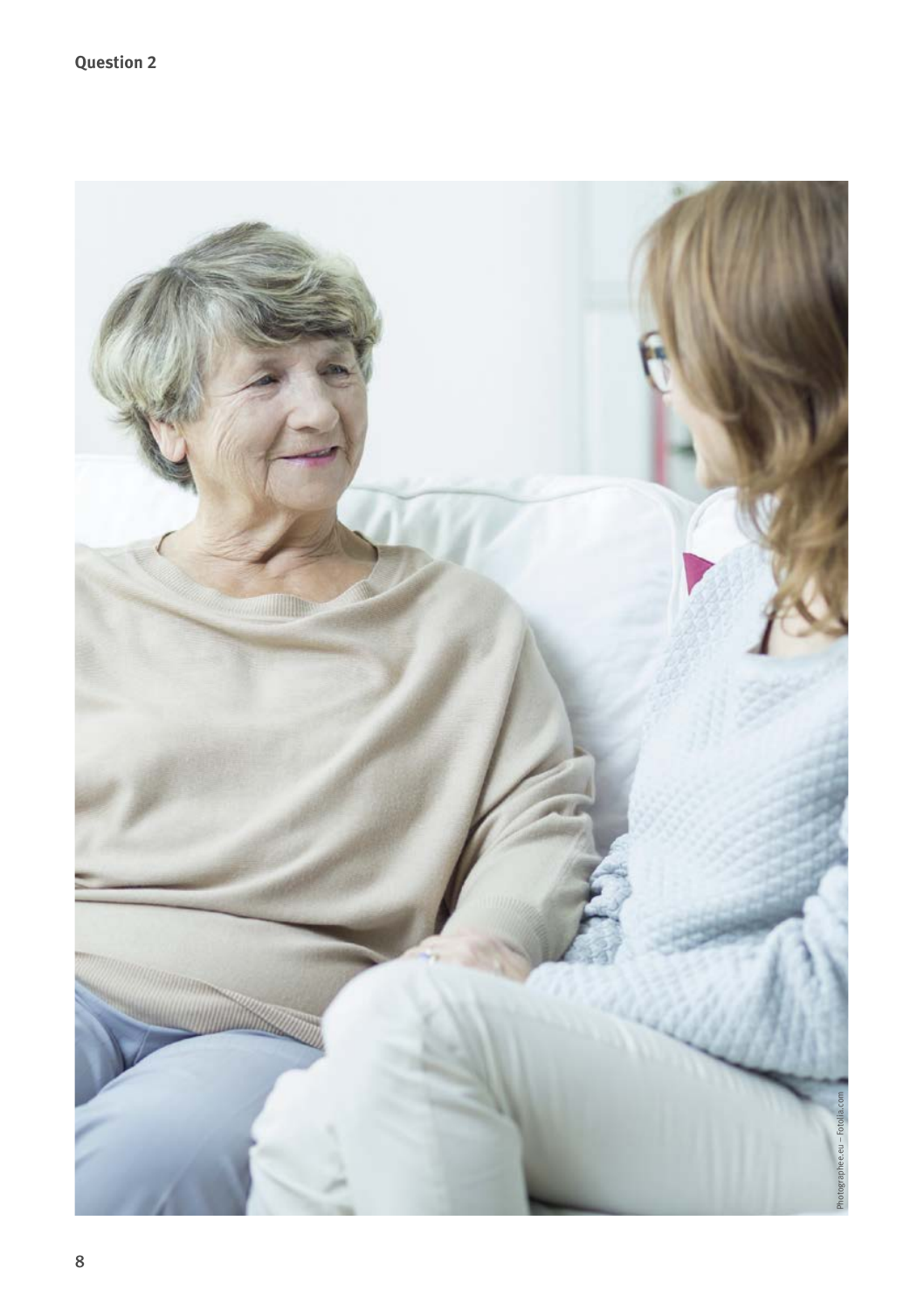**Question 2**

Photographee.eu – Fotolia.com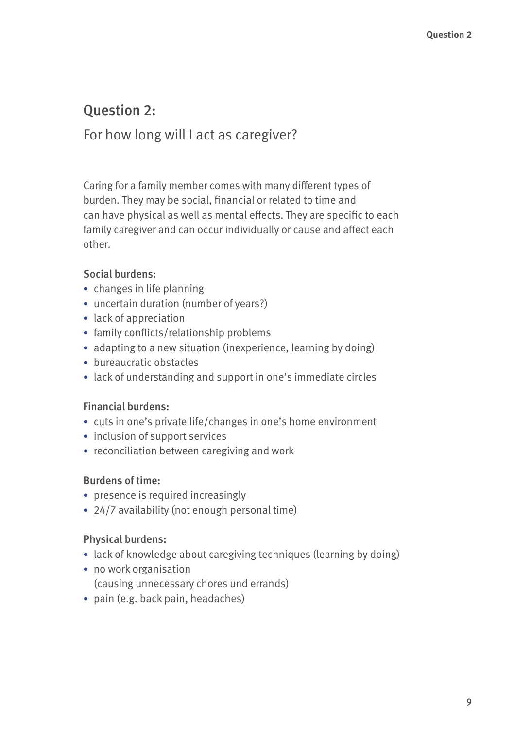## Question 2:

For how long will I act as caregiver?

Caring for a family member comes with many different types of burden. They may be social, financial or related to time and can have physical as well as mental effects. They are specific to each family caregiver and can occur individually or cause and affect each other.

### Social burdens:

- changes in life planning
- uncertain duration (number of years?)
- lack of appreciation
- family conflicts/relationship problems
- adapting to a new situation (inexperience, learning by doing)
- bureaucratic obstacles
- lack of understanding and support in one's immediate circles

### Financial burdens:

- cuts in one's private life/changes in one's home environment
- inclusion of support services
- reconciliation between caregiving and work

### Burdens of time:

- presence is required increasingly
- 24/7 availability (not enough personal time)

### Physical burdens:

- lack of knowledge about caregiving techniques (learning by doing)
- no work organisation
  (causing unnecessary chores und errands)
- pain (e.g. back pain, headaches)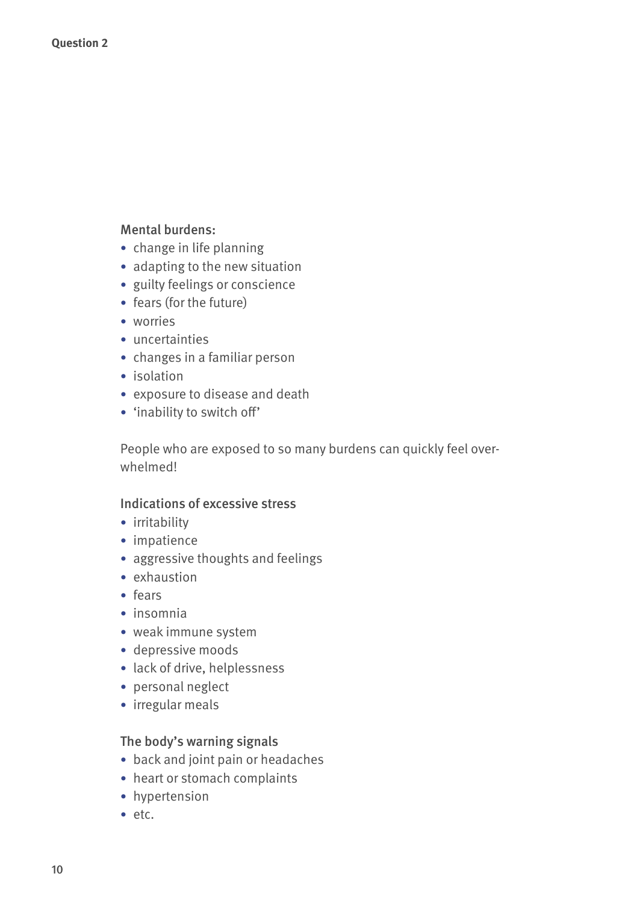**Question 2**

Mental burdens:

- change in life planning
- adapting to the new situation
- guilty feelings or conscience
- fears (for the future)
- worries
- uncertainties
- changes in a familiar person
- isolation
- exposure to disease and death
- 'inability to switch off'

People who are exposed to so many burdens can quickly feel overwhelmed!

Indications of excessive stress

- irritability
- impatience
- aggressive thoughts and feelings
- exhaustion
- fears
- insomnia
- weak immune system
- depressive moods
- lack of drive, helplessness
- personal neglect
- irregular meals

The body's warning signals

- back and joint pain or headaches
- heart or stomach complaints
- hypertension
- etc.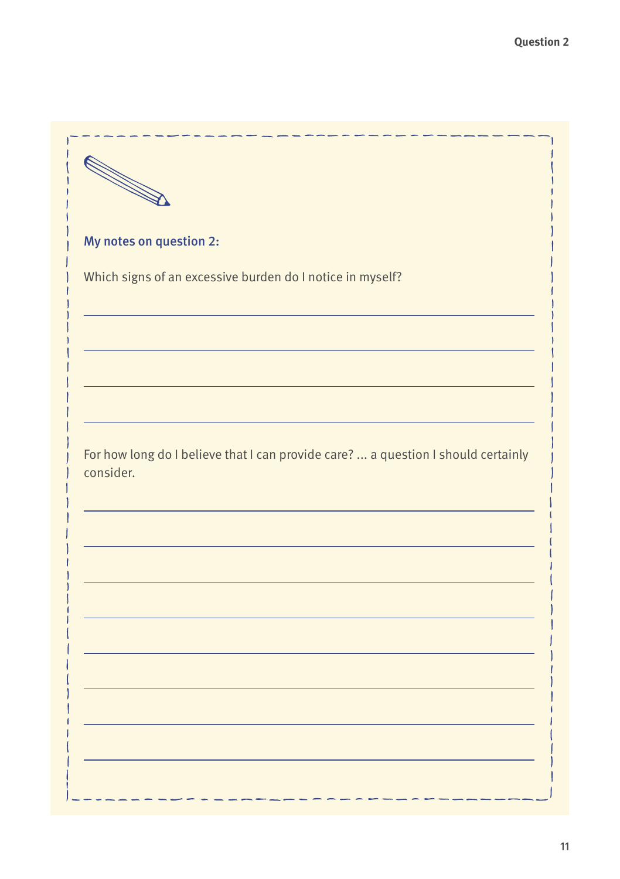**My notes on question 2:**

Which signs of an excessive burden do I notice in myself?

For how long do I believe that I can provide care? ... a question I should certainly consider.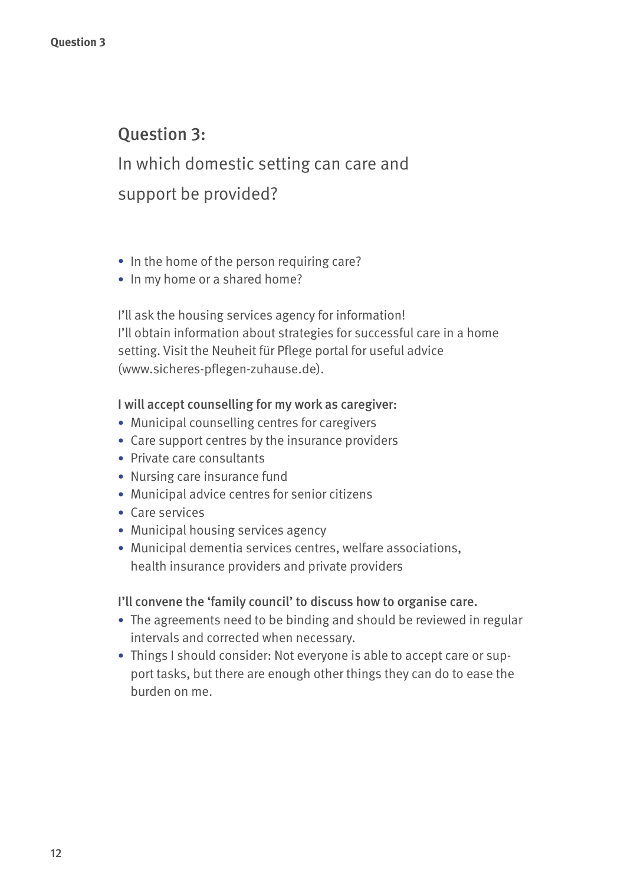## Question 3:

In which domestic setting can care and support be provided?

- In the home of the person requiring care?
- In my home or a shared home?

I'll ask the housing services agency for information!
I'll obtain information about strategies for successful care in a home setting. Visit the Neuheit für Pflege portal for useful advice (www.sicheres-pflegen-zuhause.de).

**I will accept counselling for my work as caregiver:**

- Municipal counselling centres for caregivers
- Care support centres by the insurance providers
- Private care consultants
- Nursing care insurance fund
- Municipal advice centres for senior citizens
- Care services
- Municipal housing services agency
- Municipal dementia services centres, welfare associations, health insurance providers and private providers

**I'll convene the 'family council' to discuss how to organise care.**

- The agreements need to be binding and should be reviewed in regular intervals and corrected when necessary.
- Things I should consider: Not everyone is able to accept care or support tasks, but there are enough other things they can do to ease the burden on me.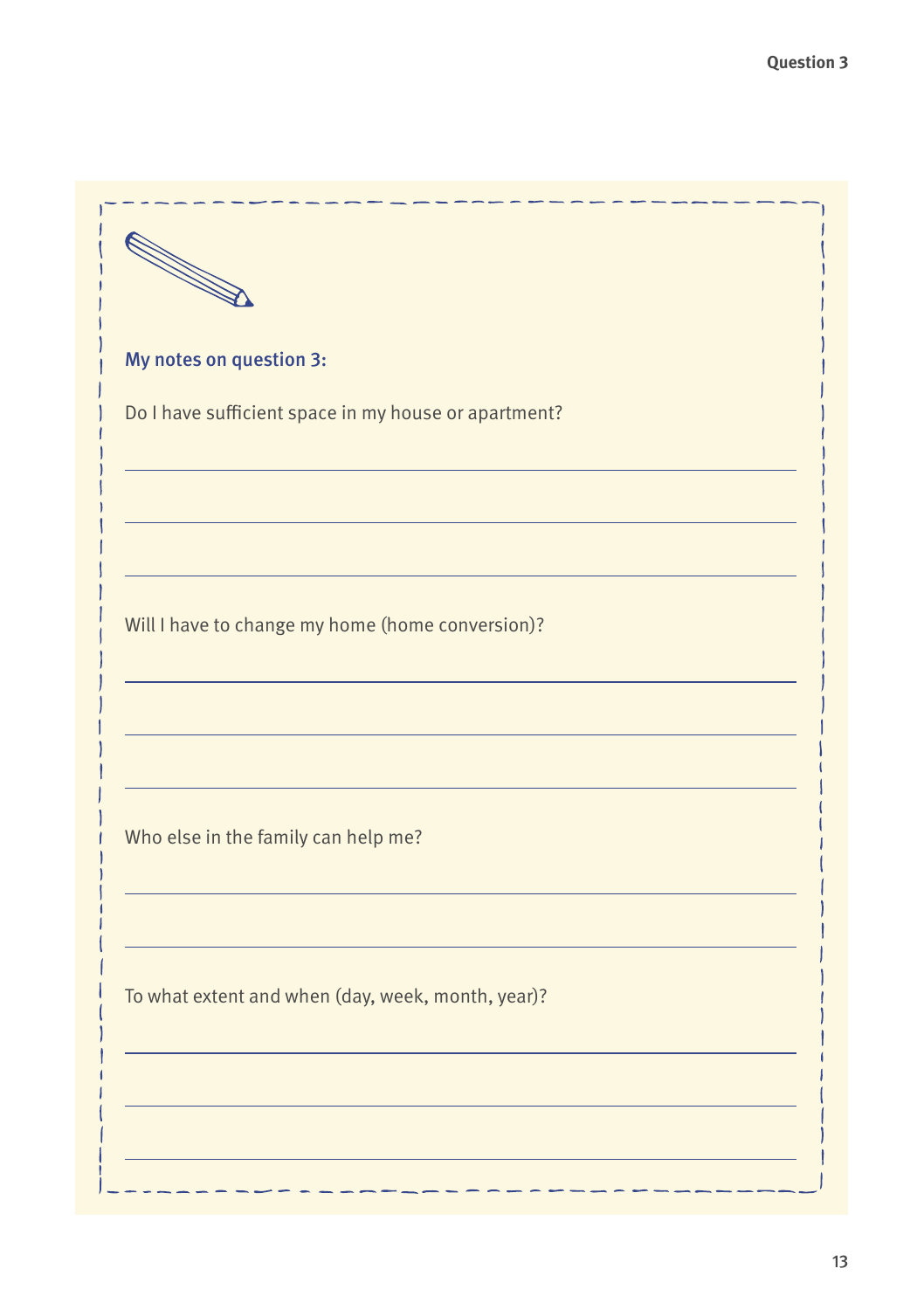**My notes on question 3:**

Do I have sufficient space in my house or apartment?

Will I have to change my home (home conversion)?

Who else in the family can help me?

To what extent and when (day, week, month, year)?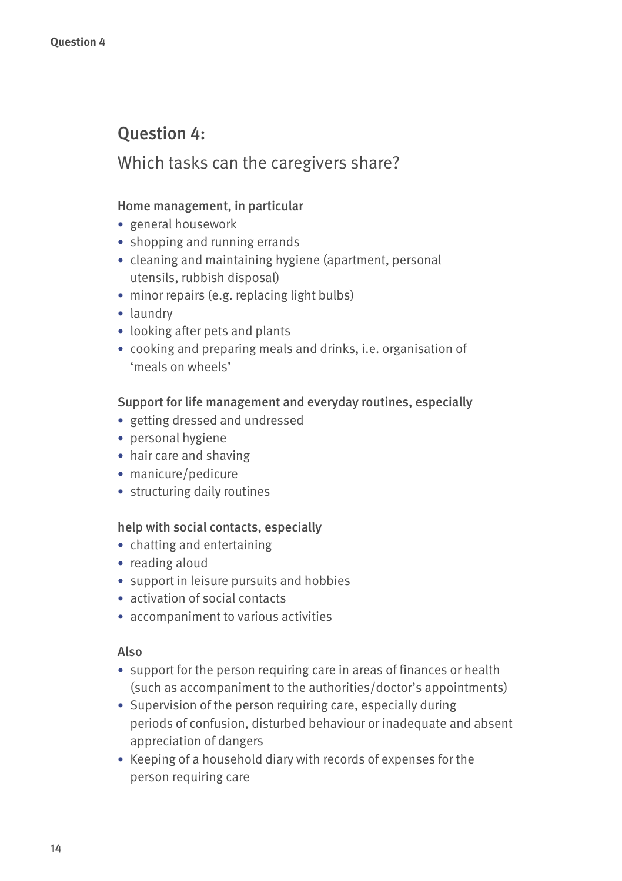## Question 4:

Which tasks can the caregivers share?

### Home management, in particular

- general housework
- shopping and running errands
- cleaning and maintaining hygiene (apartment, personal utensils, rubbish disposal)
- minor repairs (e.g. replacing light bulbs)
- laundry
- looking after pets and plants
- cooking and preparing meals and drinks, i.e. organisation of 'meals on wheels'

### Support for life management and everyday routines, especially

- getting dressed and undressed
- personal hygiene
- hair care and shaving
- manicure/pedicure
- structuring daily routines

### help with social contacts, especially

- chatting and entertaining
- reading aloud
- support in leisure pursuits and hobbies
- activation of social contacts
- accompaniment to various activities

### Also

- support for the person requiring care in areas of finances or health (such as accompaniment to the authorities/doctor's appointments)
- Supervision of the person requiring care, especially during periods of confusion, disturbed behaviour or inadequate and absent appreciation of dangers
- Keeping of a household diary with records of expenses for the person requiring care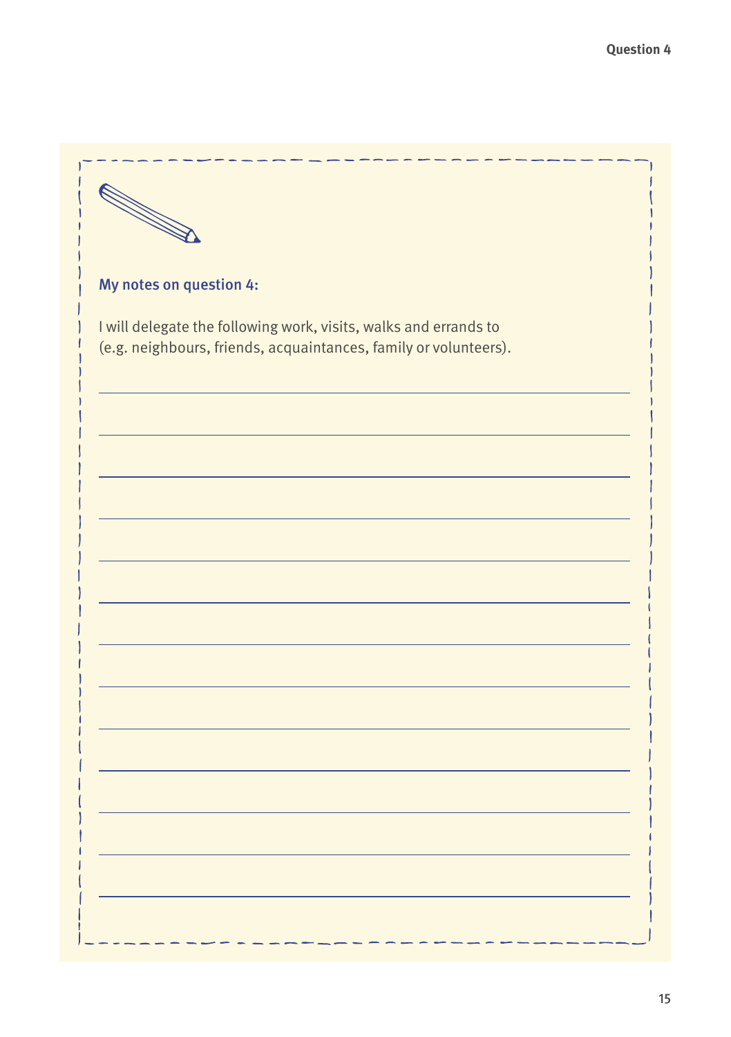**My notes on question 4:**

I will delegate the following work, visits, walks and errands to
(e.g. neighbours, friends, acquaintances, family or volunteers).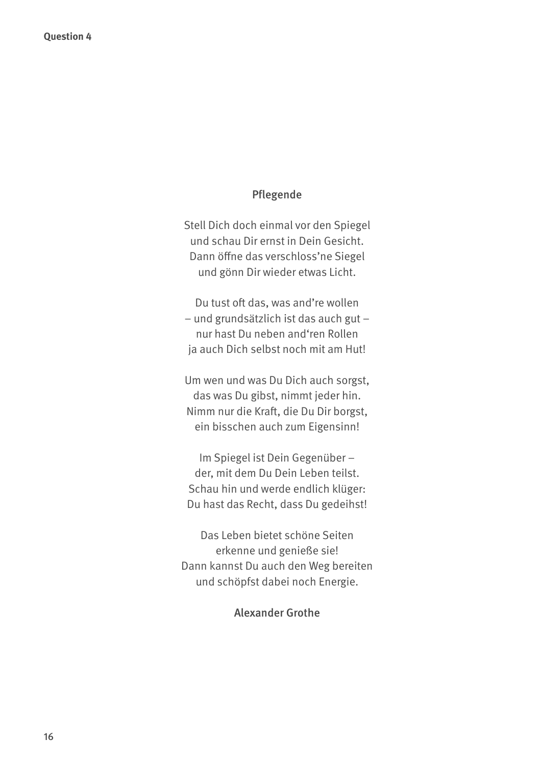**Question 4**

## Pflegende

Stell Dich doch einmal vor den Spiegel
und schau Dir ernst in Dein Gesicht.
Dann öffne das verschloss'ne Siegel
und gönn Dir wieder etwas Licht.

Du tust oft das, was and're wollen
– und grundsätzlich ist das auch gut –
nur hast Du neben and'ren Rollen
ja auch Dich selbst noch mit am Hut!

Um wen und was Du Dich auch sorgst,
das was Du gibst, nimmt jeder hin.
Nimm nur die Kraft, die Du Dir borgst,
ein bisschen auch zum Eigensinn!

Im Spiegel ist Dein Gegenüber –
der, mit dem Du Dein Leben teilst.
Schau hin und werde endlich klüger:
Du hast das Recht, dass Du gedeihst!

Das Leben bietet schöne Seiten
erkenne und genieße sie!
Dann kannst Du auch den Weg bereiten
und schöpfst dabei noch Energie.

**Alexander Grothe**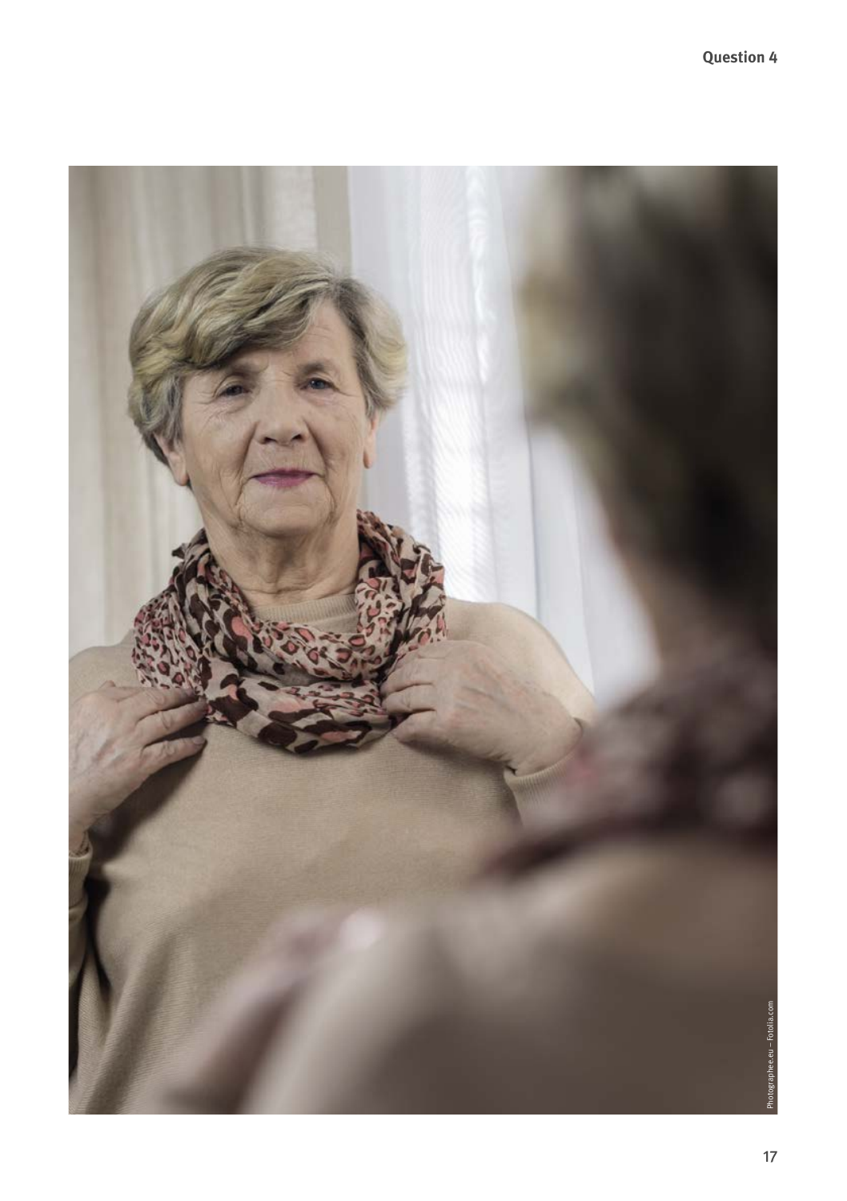Photographee.eu – Fotolia.com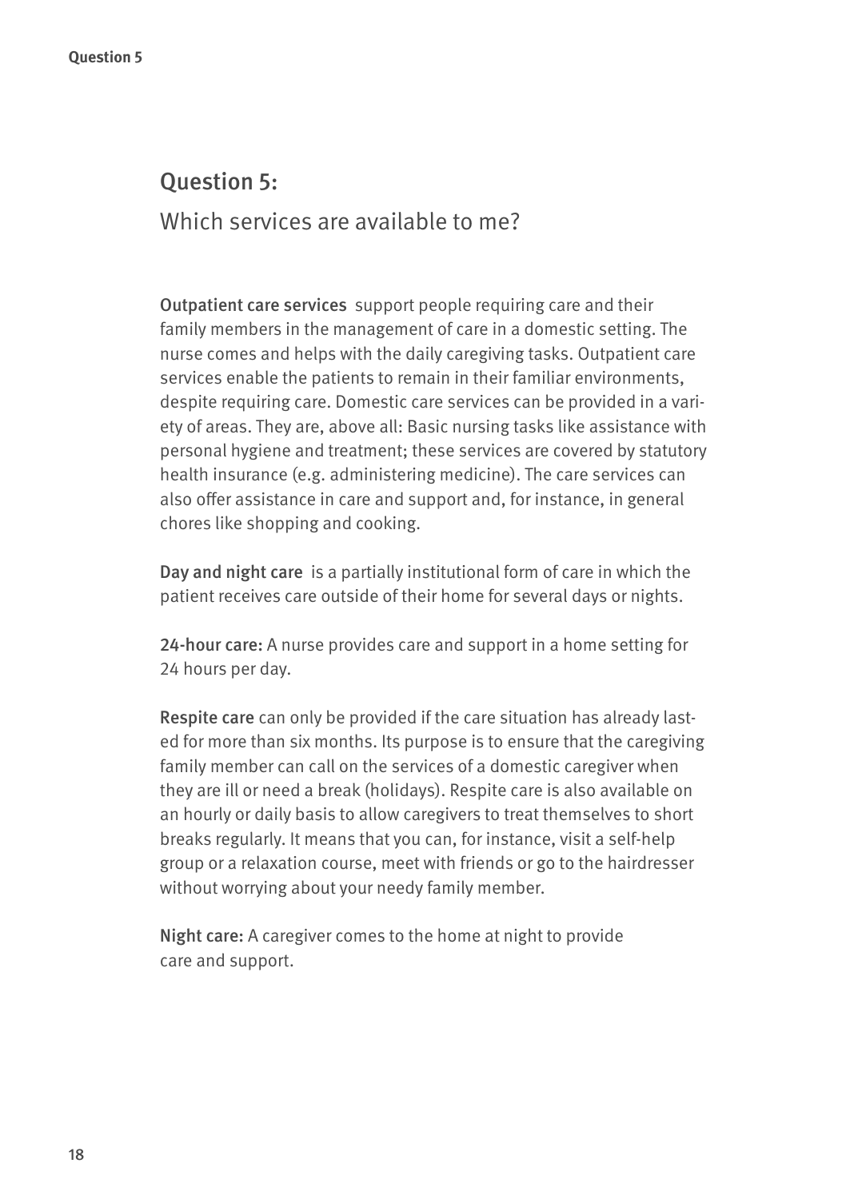## Question 5:

Which services are available to me?

**Outpatient care services** support people requiring care and their family members in the management of care in a domestic setting. The nurse comes and helps with the daily caregiving tasks. Outpatient care services enable the patients to remain in their familiar environments, despite requiring care. Domestic care services can be provided in a variety of areas. They are, above all: Basic nursing tasks like assistance with personal hygiene and treatment; these services are covered by statutory health insurance (e.g. administering medicine). The care services can also offer assistance in care and support and, for instance, in general chores like shopping and cooking.

**Day and night care** is a partially institutional form of care in which the patient receives care outside of their home for several days or nights.

**24-hour care:** A nurse provides care and support in a home setting for 24 hours per day.

**Respite care** can only be provided if the care situation has already lasted for more than six months. Its purpose is to ensure that the caregiving family member can call on the services of a domestic caregiver when they are ill or need a break (holidays). Respite care is also available on an hourly or daily basis to allow caregivers to treat themselves to short breaks regularly. It means that you can, for instance, visit a self-help group or a relaxation course, meet with friends or go to the hairdresser without worrying about your needy family member.

**Night care:** A caregiver comes to the home at night to provide care and support.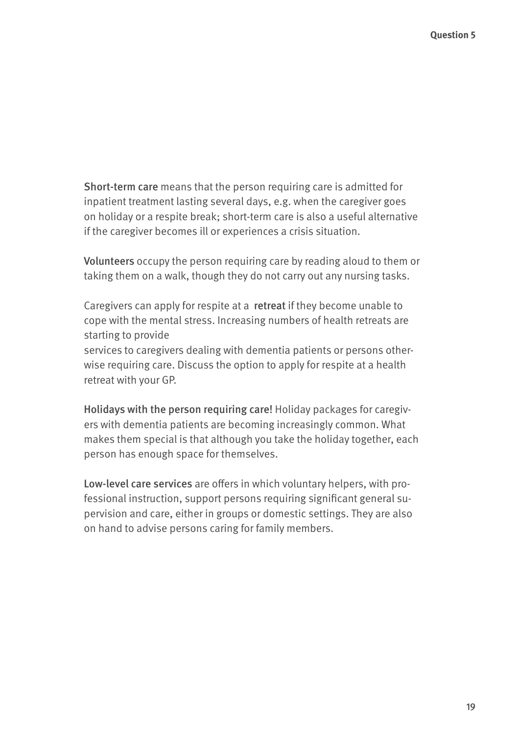**Short-term care** means that the person requiring care is admitted for inpatient treatment lasting several days, e.g. when the caregiver goes on holiday or a respite break; short-term care is also a useful alternative if the caregiver becomes ill or experiences a crisis situation.

**Volunteers** occupy the person requiring care by reading aloud to them or taking them on a walk, though they do not carry out any nursing tasks.

Caregivers can apply for respite at a **retreat** if they become unable to cope with the mental stress. Increasing numbers of health retreats are starting to provide services to caregivers dealing with dementia patients or persons otherwise requiring care. Discuss the option to apply for respite at a health retreat with your GP.

**Holidays with the person requiring care!** Holiday packages for caregivers with dementia patients are becoming increasingly common. What makes them special is that although you take the holiday together, each person has enough space for themselves.

**Low-level care services** are offers in which voluntary helpers, with professional instruction, support persons requiring significant general supervision and care, either in groups or domestic settings. They are also on hand to advise persons caring for family members.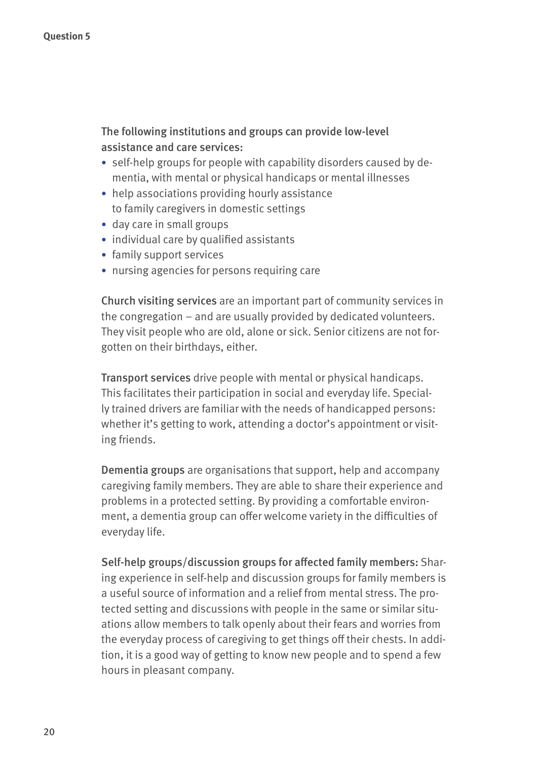The following institutions and groups can provide low-level assistance and care services:

- self-help groups for people with capability disorders caused by dementia, with mental or physical handicaps or mental illnesses
- help associations providing hourly assistance to family caregivers in domestic settings
- day care in small groups
- individual care by qualified assistants
- family support services
- nursing agencies for persons requiring care

Church visiting services are an important part of community services in the congregation – and are usually provided by dedicated volunteers. They visit people who are old, alone or sick. Senior citizens are not forgotten on their birthdays, either.

Transport services drive people with mental or physical handicaps. This facilitates their participation in social and everyday life. Specially trained drivers are familiar with the needs of handicapped persons: whether it's getting to work, attending a doctor's appointment or visiting friends.

Dementia groups are organisations that support, help and accompany caregiving family members. They are able to share their experience and problems in a protected setting. By providing a comfortable environment, a dementia group can offer welcome variety in the difficulties of everyday life.

Self-help groups/discussion groups for affected family members: Sharing experience in self-help and discussion groups for family members is a useful source of information and a relief from mental stress. The protected setting and discussions with people in the same or similar situations allow members to talk openly about their fears and worries from the everyday process of caregiving to get things off their chests. In addition, it is a good way of getting to know new people and to spend a few hours in pleasant company.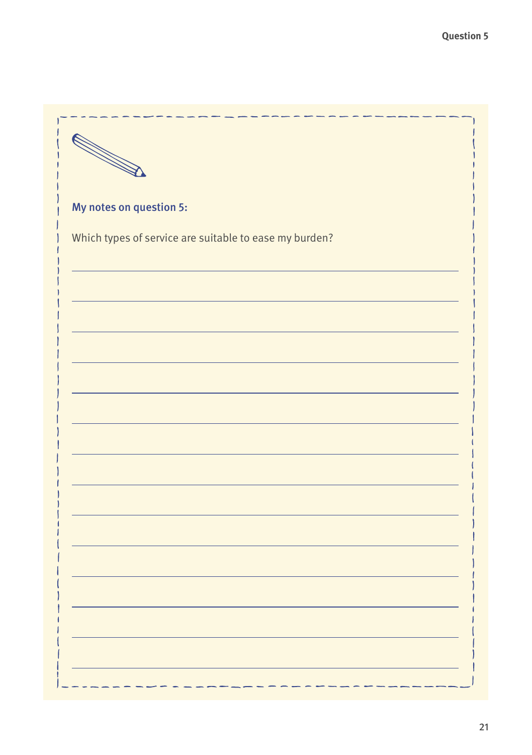**My notes on question 5:**

Which types of service are suitable to ease my burden?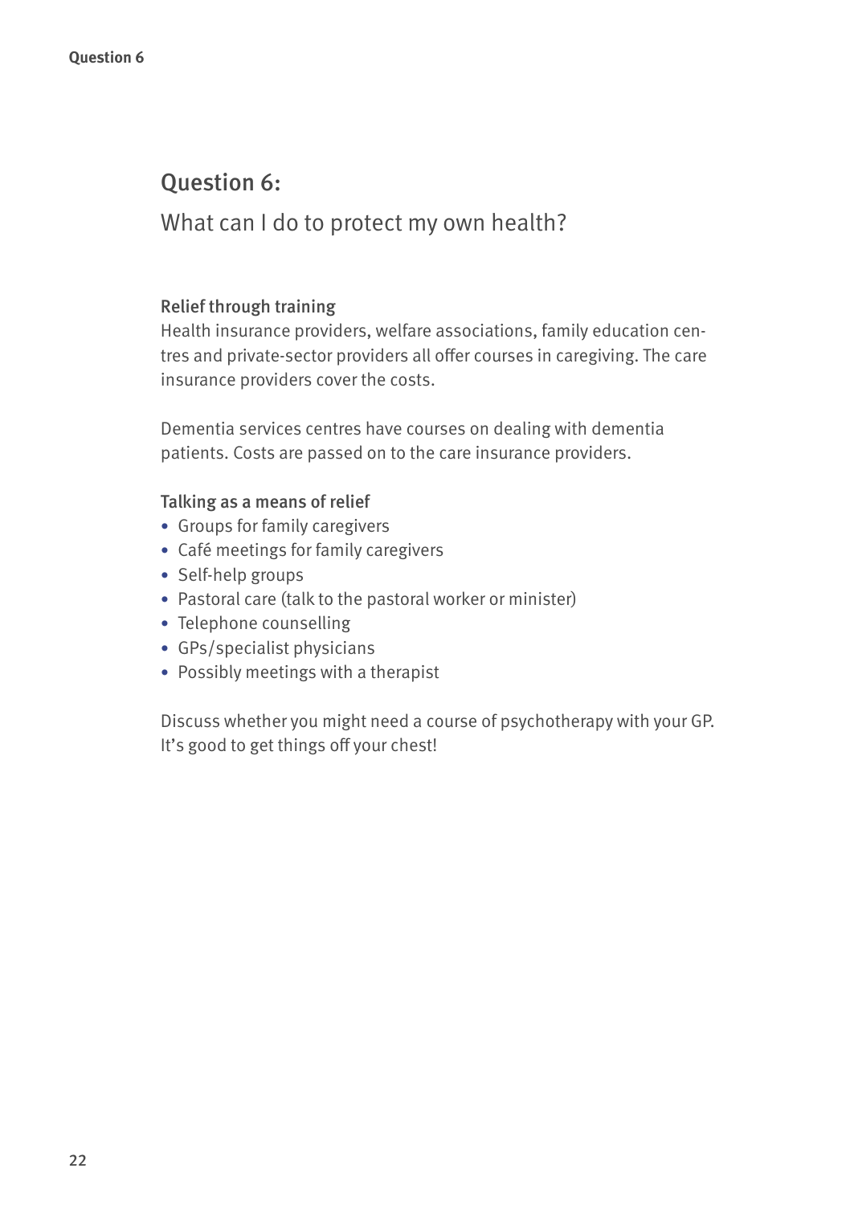## Question 6:

What can I do to protect my own health?

### Relief through training

Health insurance providers, welfare associations, family education centres and private-sector providers all offer courses in caregiving. The care insurance providers cover the costs.

Dementia services centres have courses on dealing with dementia patients. Costs are passed on to the care insurance providers.

### Talking as a means of relief

- Groups for family caregivers
- Café meetings for family caregivers
- Self-help groups
- Pastoral care (talk to the pastoral worker or minister)
- Telephone counselling
- GPs/specialist physicians
- Possibly meetings with a therapist

Discuss whether you might need a course of psychotherapy with your GP. It's good to get things off your chest!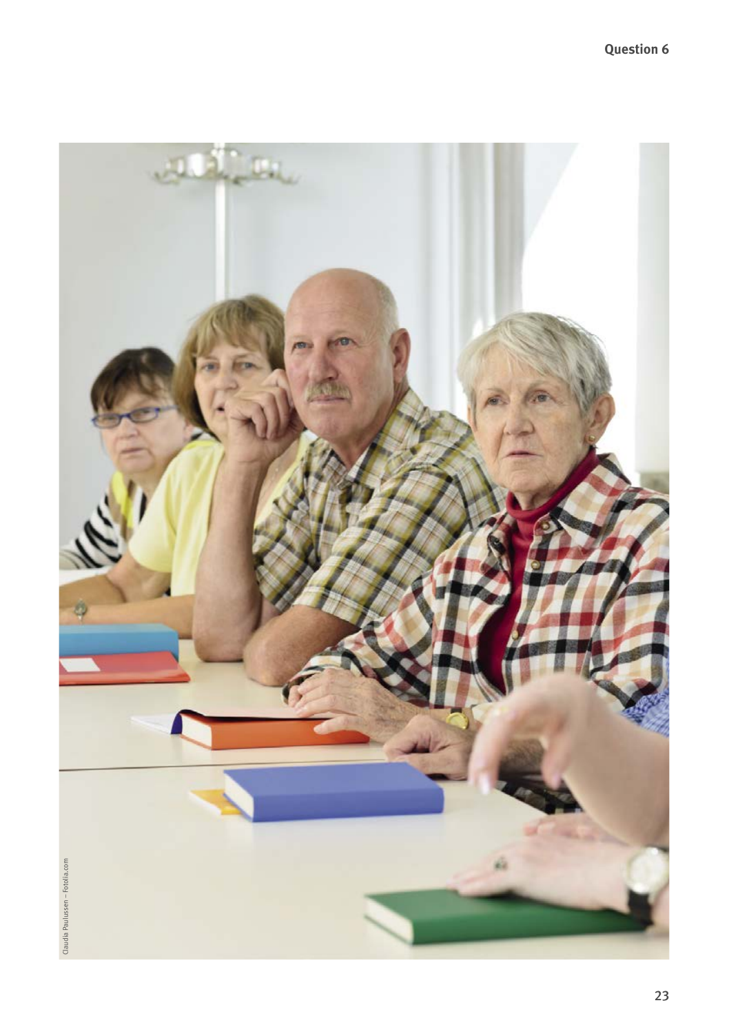Claudia Paulussen – Fotolia.com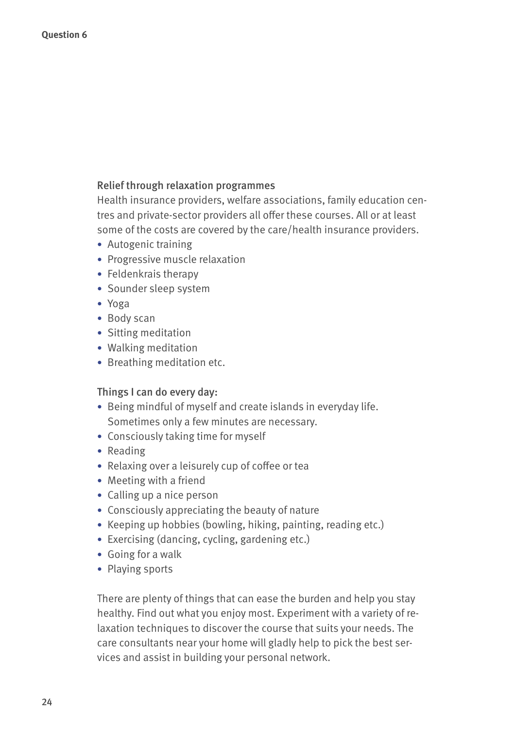**Question 6**

### Relief through relaxation programmes

Health insurance providers, welfare associations, family education centres and private-sector providers all offer these courses. All or at least some of the costs are covered by the care/health insurance providers.

- Autogenic training
- Progressive muscle relaxation
- Feldenkrais therapy
- Sounder sleep system
- Yoga
- Body scan
- Sitting meditation
- Walking meditation
- Breathing meditation etc.

### Things I can do every day:

- Being mindful of myself and create islands in everyday life. Sometimes only a few minutes are necessary.
- Consciously taking time for myself
- Reading
- Relaxing over a leisurely cup of coffee or tea
- Meeting with a friend
- Calling up a nice person
- Consciously appreciating the beauty of nature
- Keeping up hobbies (bowling, hiking, painting, reading etc.)
- Exercising (dancing, cycling, gardening etc.)
- Going for a walk
- Playing sports

There are plenty of things that can ease the burden and help you stay healthy. Find out what you enjoy most. Experiment with a variety of relaxation techniques to discover the course that suits your needs. The care consultants near your home will gladly help to pick the best services and assist in building your personal network.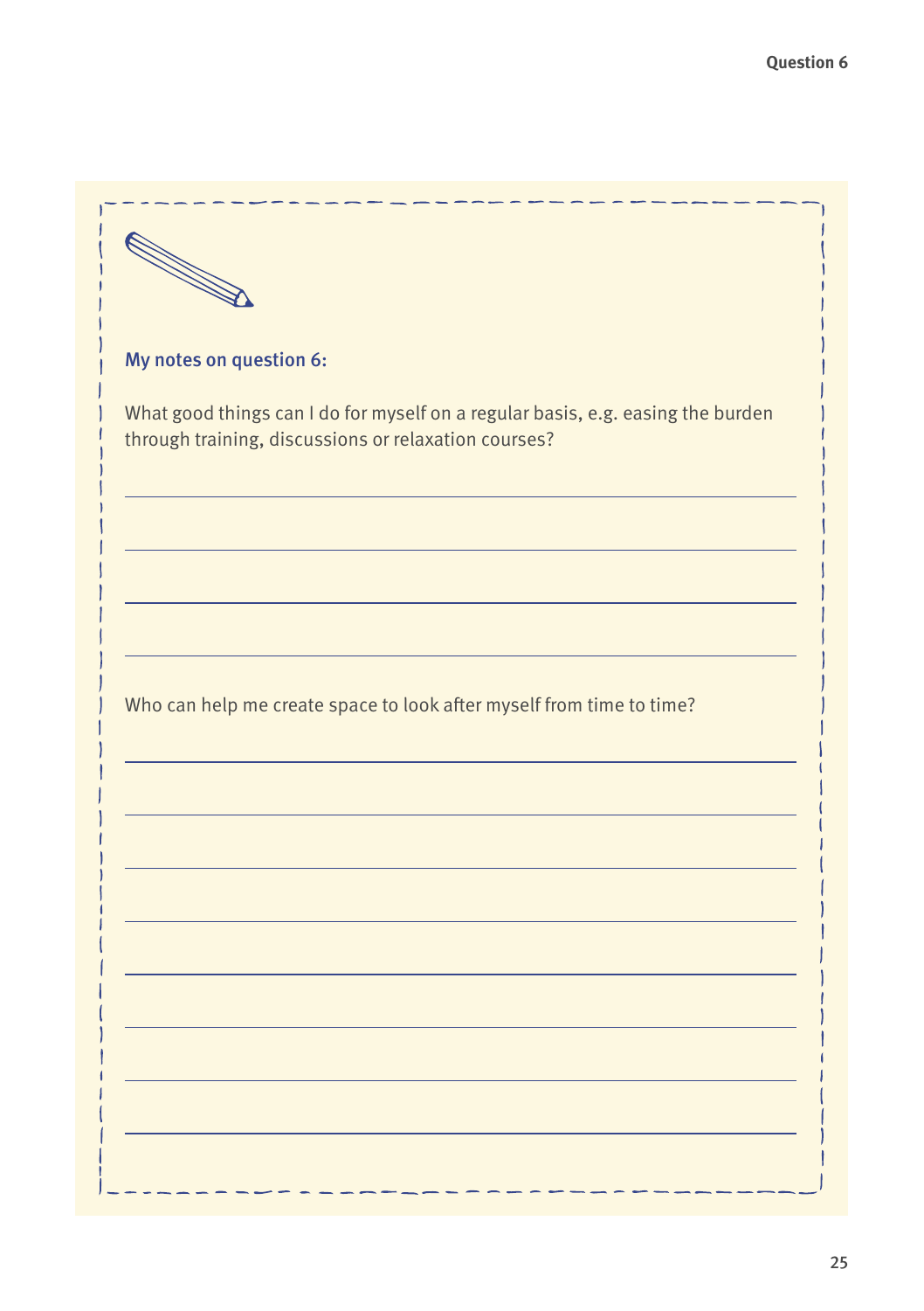**My notes on question 6:**

What good things can I do for myself on a regular basis, e.g. easing the burden through training, discussions or relaxation courses?

Who can help me create space to look after myself from time to time?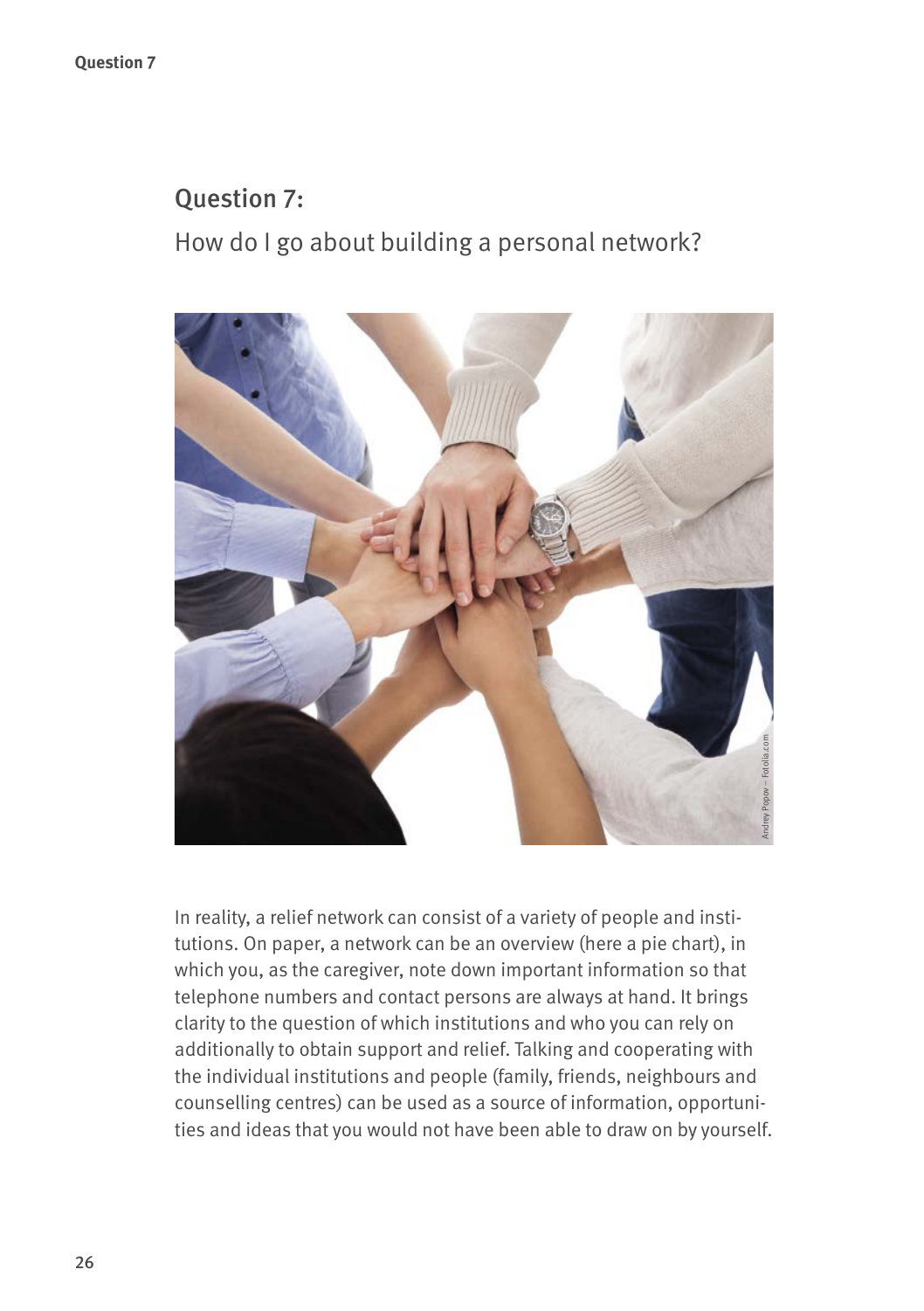## Question 7:

How do I go about building a personal network?

In reality, a relief network can consist of a variety of people and institutions. On paper, a network can be an overview (here a pie chart), in which you, as the caregiver, note down important information so that telephone numbers and contact persons are always at hand. It brings clarity to the question of which institutions and who you can rely on additionally to obtain support and relief. Talking and cooperating with the individual institutions and people (family, friends, neighbours and counselling centres) can be used as a source of information, opportunities and ideas that you would not have been able to draw on by yourself.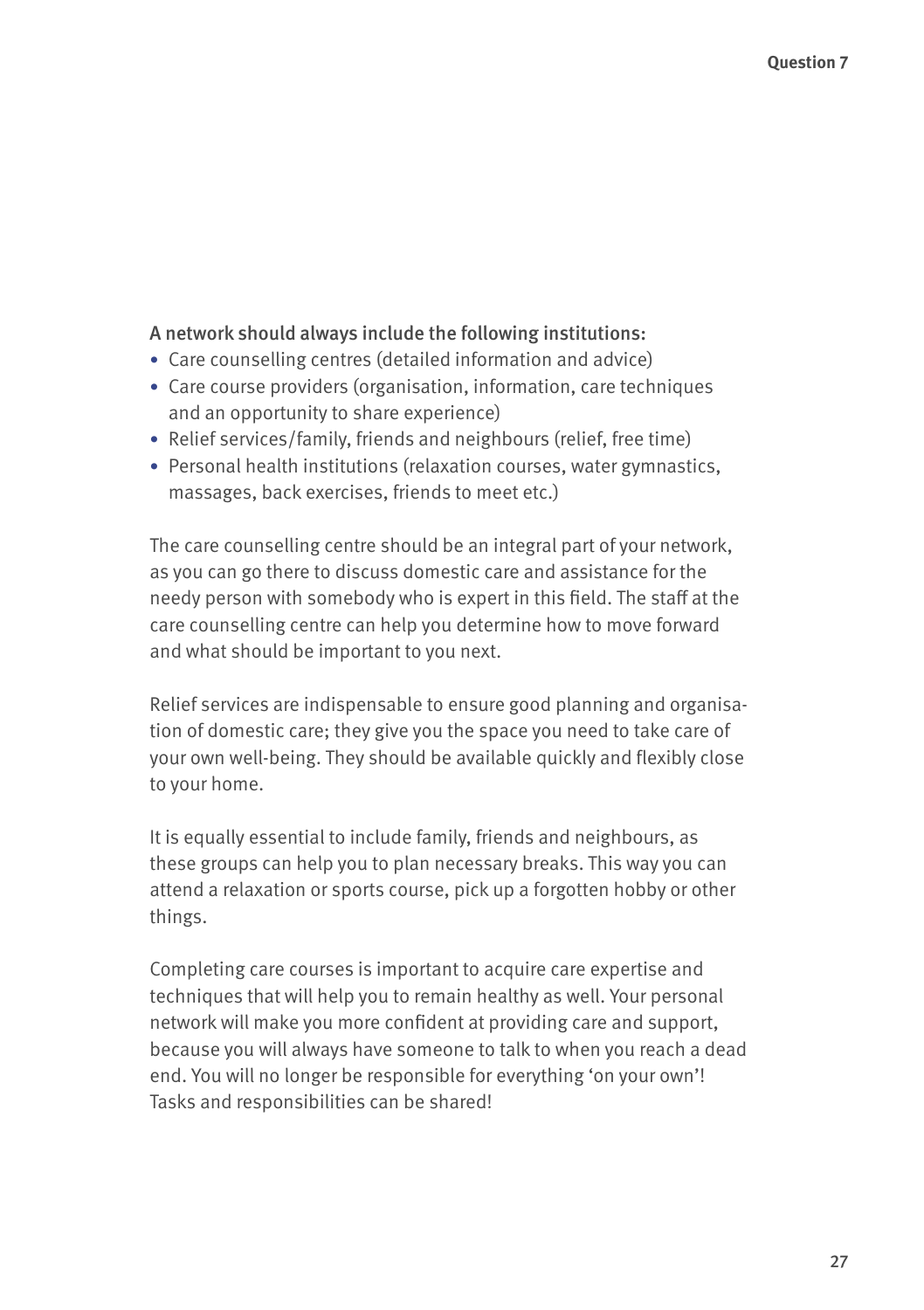A network should always include the following institutions:

- Care counselling centres (detailed information and advice)
- Care course providers (organisation, information, care techniques and an opportunity to share experience)
- Relief services/family, friends and neighbours (relief, free time)
- Personal health institutions (relaxation courses, water gymnastics, massages, back exercises, friends to meet etc.)

The care counselling centre should be an integral part of your network, as you can go there to discuss domestic care and assistance for the needy person with somebody who is expert in this field. The staff at the care counselling centre can help you determine how to move forward and what should be important to you next.

Relief services are indispensable to ensure good planning and organisation of domestic care; they give you the space you need to take care of your own well-being. They should be available quickly and flexibly close to your home.

It is equally essential to include family, friends and neighbours, as these groups can help you to plan necessary breaks. This way you can attend a relaxation or sports course, pick up a forgotten hobby or other things.

Completing care courses is important to acquire care expertise and techniques that will help you to remain healthy as well. Your personal network will make you more confident at providing care and support, because you will always have someone to talk to when you reach a dead end. You will no longer be responsible for everything 'on your own'! Tasks and responsibilities can be shared!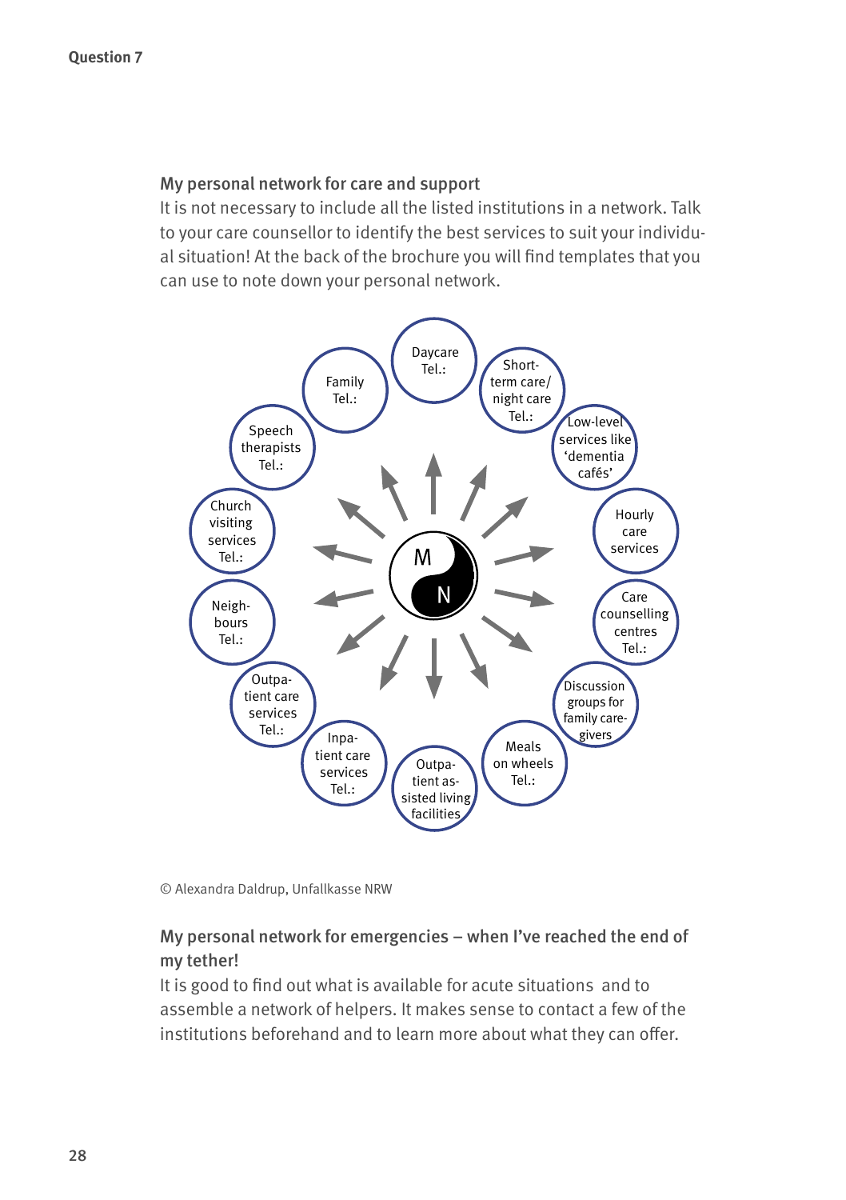Question 7

## My personal network for care and support

It is not necessary to include all the listed institutions in a network. Talk to your care counsellor to identify the best services to suit your individual situation! At the back of the brochure you will find templates that you can use to note down your personal network.

- Daycare Tel.:
- Short-term care/night care Tel.:
- Low-level services like 'dementia cafés'
- Hourly care services
- Care counselling centres Tel.:
- Discussion groups for family caregivers
- Meals on wheels Tel.:
- Outpatient assisted living facilities
- Inpatient care services Tel.:
- Outpatient care services Tel.:
- Neighbours Tel.:
- Church visiting services Tel.:
- Speech therapists Tel.:
- Family Tel.:

© Alexandra Daldrup, Unfallkasse NRW

## My personal network for emergencies – when I've reached the end of my tether!

It is good to find out what is available for acute situations and to assemble a network of helpers. It makes sense to contact a few of the institutions beforehand and to learn more about what they can offer.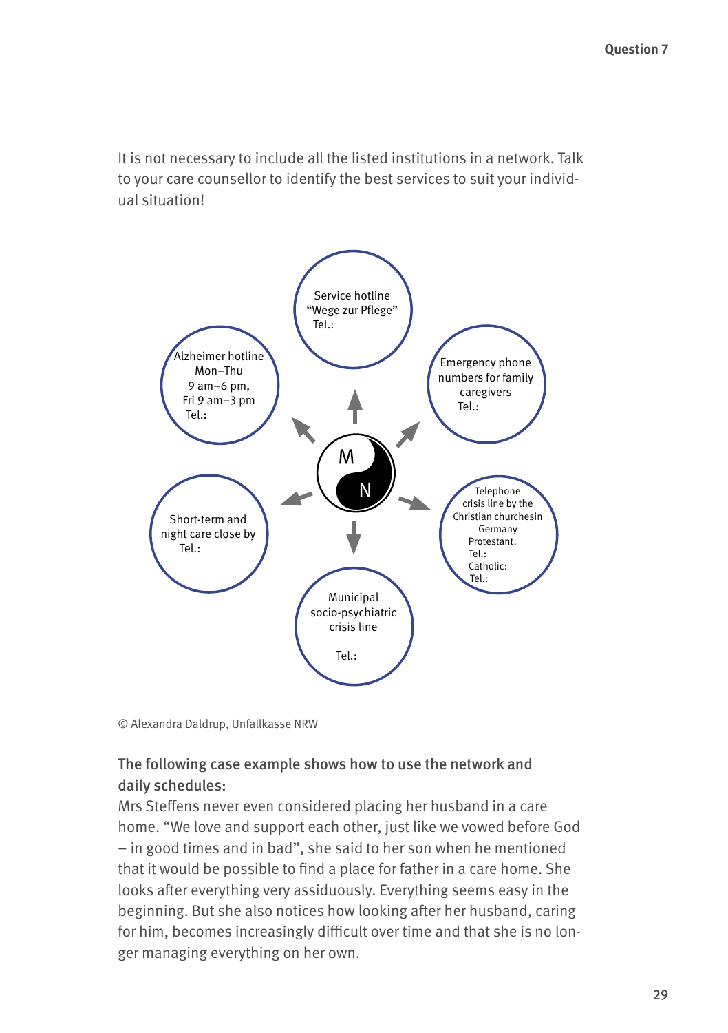It is not necessary to include all the listed institutions in a network. Talk to your care counsellor to identify the best services to suit your individual situation!

Service hotline "Wege zur Pflege"
Tel.:

Alzheimer hotline
Mon–Thu
9 am–6 pm,
Fri 9 am–3 pm
Tel.:

Emergency phone numbers for family caregivers
Tel.:

M

N

Short-term and night care close by
Tel.:

Telephone crisis line by the Christian churchesin Germany
Protestant:
Tel.:
Catholic:
Tel.:

Municipal socio-psychiatric crisis line

Tel.:

© Alexandra Daldrup, Unfallkasse NRW

**The following case example shows how to use the network and daily schedules:**

Mrs Steffens never even considered placing her husband in a care home. "We love and support each other, just like we vowed before God – in good times and in bad", she said to her son when he mentioned that it would be possible to find a place for father in a care home. She looks after everything very assiduously. Everything seems easy in the beginning. But she also notices how looking after her husband, caring for him, becomes increasingly difficult over time and that she is no longer managing everything on her own.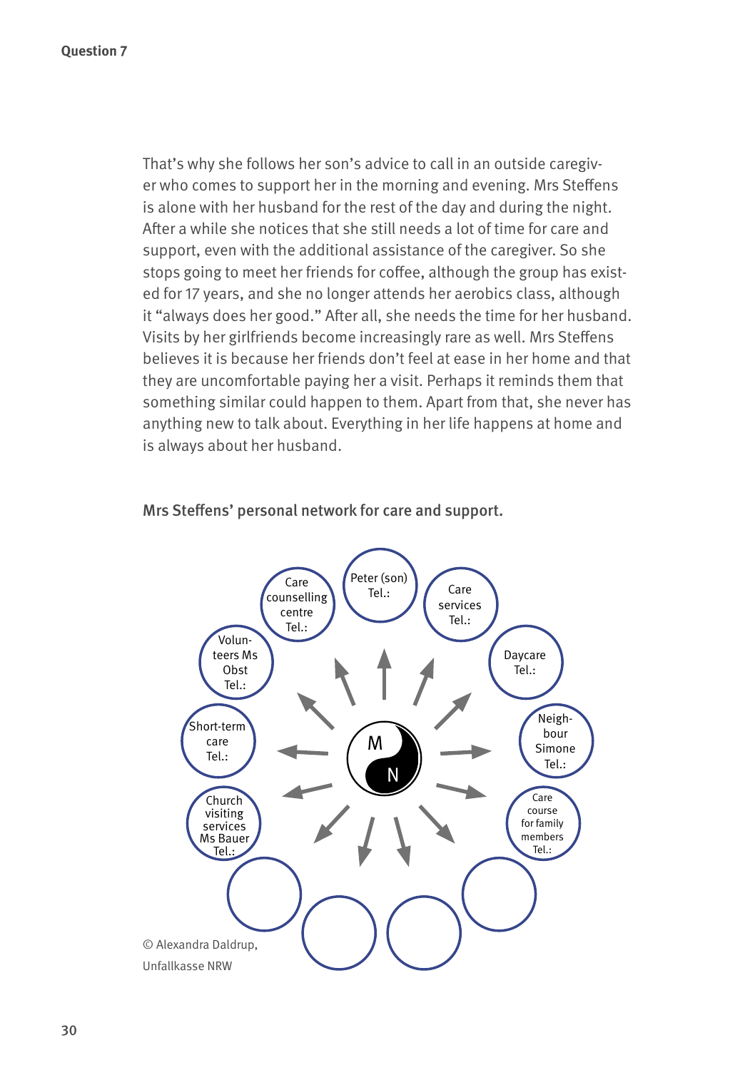**Question 7**

That's why she follows her son's advice to call in an outside caregiver who comes to support her in the morning and evening. Mrs Steffens is alone with her husband for the rest of the day and during the night. After a while she notices that she still needs a lot of time for care and support, even with the additional assistance of the caregiver. So she stops going to meet her friends for coffee, although the group has existed for 17 years, and she no longer attends her aerobics class, although it "always does her good." After all, she needs the time for her husband. Visits by her girlfriends become increasingly rare as well. Mrs Steffens believes it is because her friends don't feel at ease in her home and that they are uncomfortable paying her a visit. Perhaps it reminds them that something similar could happen to them. Apart from that, she never has anything new to talk about. Everything in her life happens at home and is always about her husband.

Mrs Steffens' personal network for care and support.

- M / N (centre)
- Peter (son) Tel.:
- Care services Tel.:
- Daycare Tel.:
- Neighbour Simone Tel.:
- Care course for family members Tel.:
- Church visiting services Ms Bauer Tel.:
- Short-term care Tel.:
- Volunteers Ms Obst Tel.:
- Care counselling centre Tel.:

© Alexandra Daldrup, Unfallkasse NRW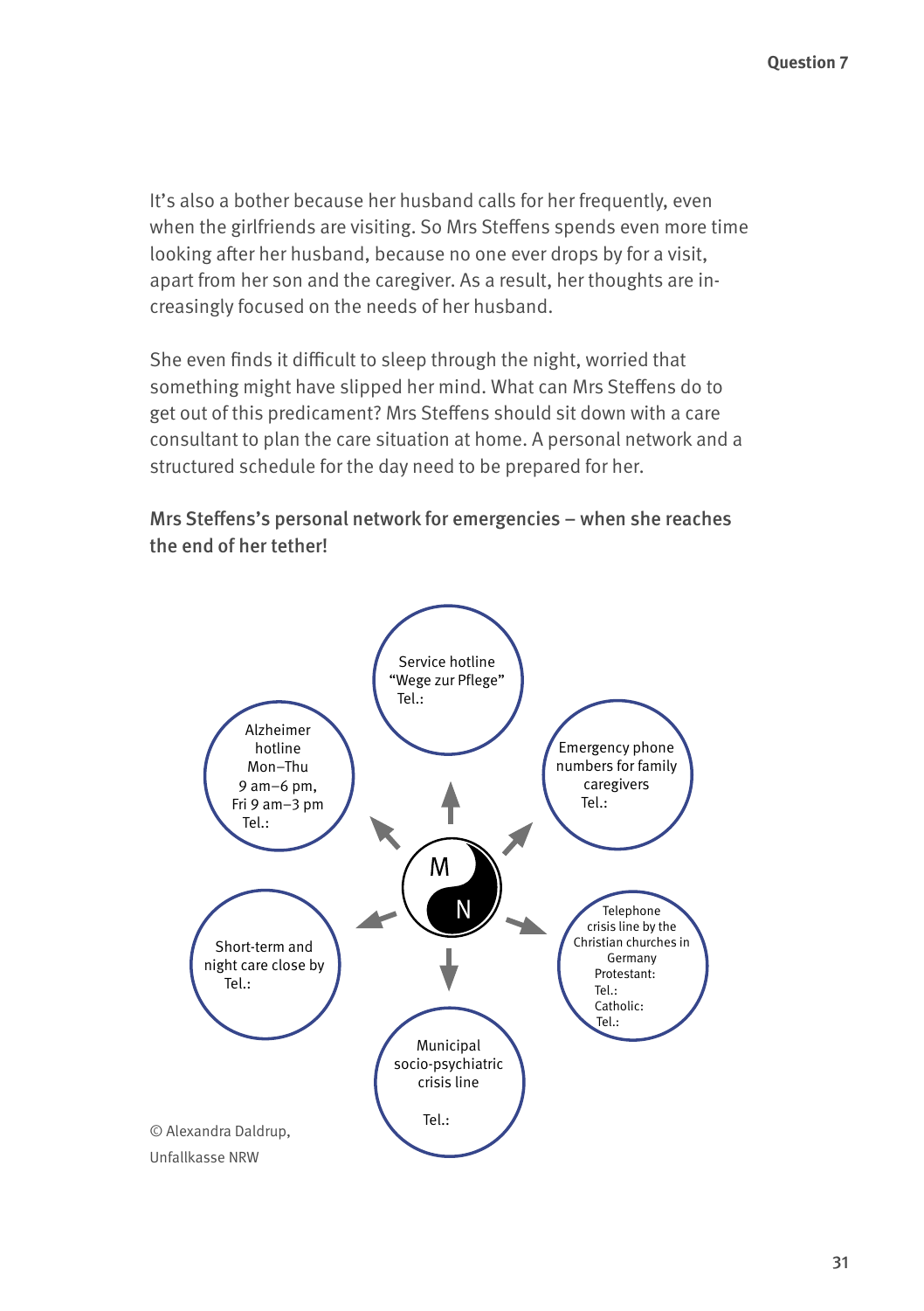It's also a bother because her husband calls for her frequently, even when the girlfriends are visiting. So Mrs Steffens spends even more time looking after her husband, because no one ever drops by for a visit, apart from her son and the caregiver. As a result, her thoughts are increasingly focused on the needs of her husband.

She even finds it difficult to sleep through the night, worried that something might have slipped her mind. What can Mrs Steffens do to get out of this predicament? Mrs Steffens should sit down with a care consultant to plan the care situation at home. A personal network and a structured schedule for the day need to be prepared for her.

**Mrs Steffens's personal network for emergencies – when she reaches the end of her tether!**

M N

Service hotline "Wege zur Pflege"
Tel.:

Emergency phone numbers for family caregivers
Tel.:

Telephone crisis line by the Christian churches in Germany
Protestant:
Tel.:
Catholic:
Tel.:

Municipal socio-psychiatric crisis line

Tel.:

Short-term and night care close by
Tel.:

Alzheimer hotline
Mon–Thu
9 am–6 pm,
Fri 9 am–3 pm
Tel.:

© Alexandra Daldrup, Unfallkasse NRW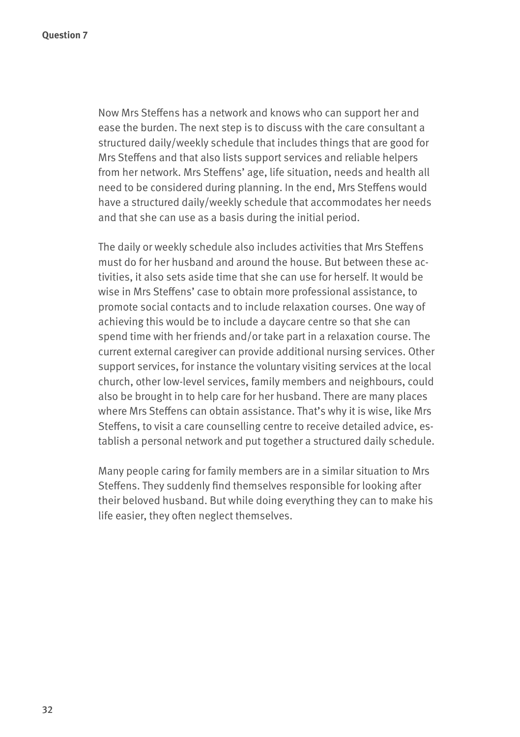**Question 7**

Now Mrs Steffens has a network and knows who can support her and ease the burden. The next step is to discuss with the care consultant a structured daily/weekly schedule that includes things that are good for Mrs Steffens and that also lists support services and reliable helpers from her network. Mrs Steffens' age, life situation, needs and health all need to be considered during planning. In the end, Mrs Steffens would have a structured daily/weekly schedule that accommodates her needs and that she can use as a basis during the initial period.

The daily or weekly schedule also includes activities that Mrs Steffens must do for her husband and around the house. But between these activities, it also sets aside time that she can use for herself. It would be wise in Mrs Steffens' case to obtain more professional assistance, to promote social contacts and to include relaxation courses. One way of achieving this would be to include a daycare centre so that she can spend time with her friends and/or take part in a relaxation course. The current external caregiver can provide additional nursing services. Other support services, for instance the voluntary visiting services at the local church, other low-level services, family members and neighbours, could also be brought in to help care for her husband. There are many places where Mrs Steffens can obtain assistance. That's why it is wise, like Mrs Steffens, to visit a care counselling centre to receive detailed advice, establish a personal network and put together a structured daily schedule.

Many people caring for family members are in a similar situation to Mrs Steffens. They suddenly find themselves responsible for looking after their beloved husband. But while doing everything they can to make his life easier, they often neglect themselves.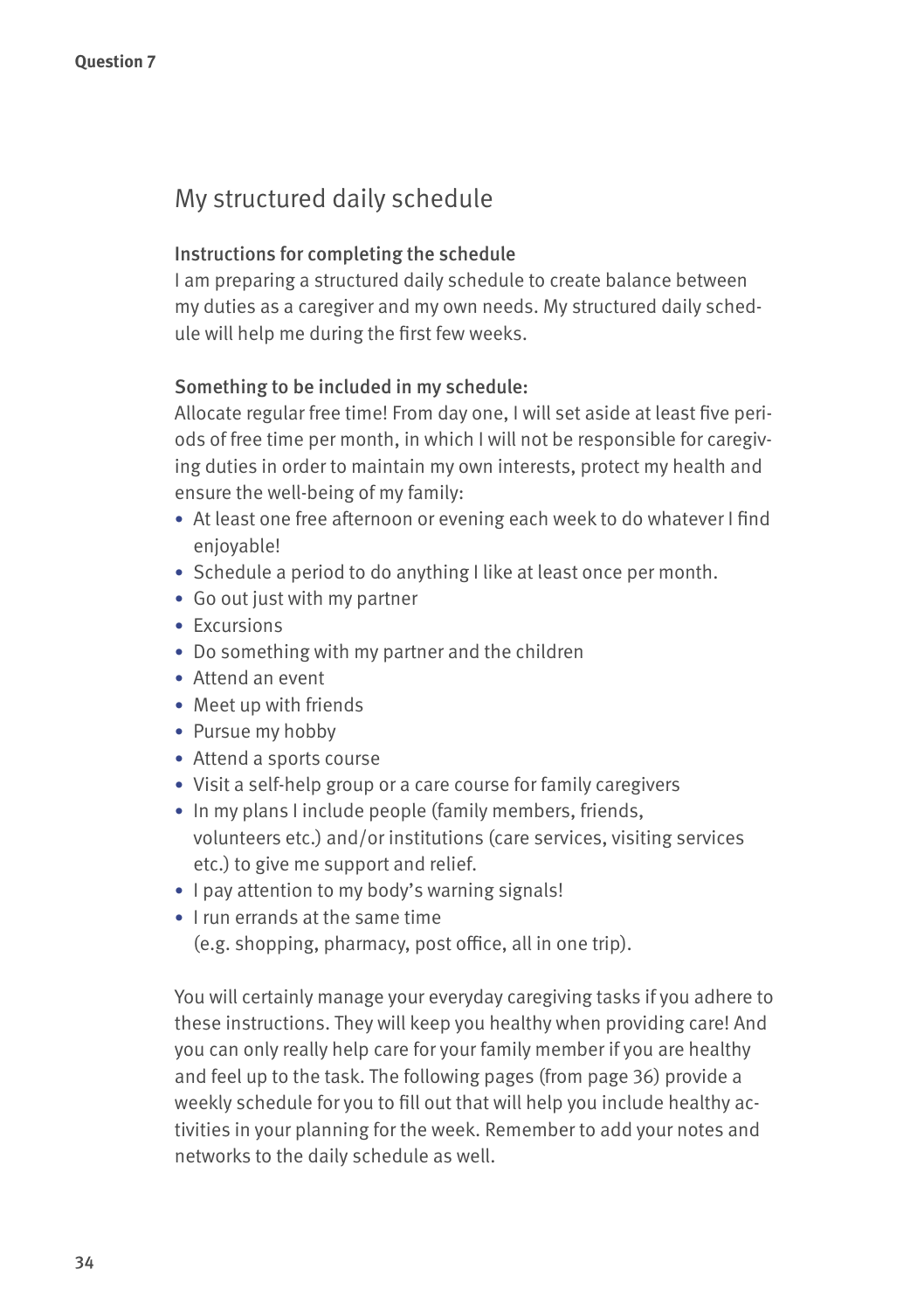Question 7

## My structured daily schedule

### Instructions for completing the schedule

I am preparing a structured daily schedule to create balance between my duties as a caregiver and my own needs. My structured daily schedule will help me during the first few weeks.

### Something to be included in my schedule:

Allocate regular free time! From day one, I will set aside at least five periods of free time per month, in which I will not be responsible for caregiving duties in order to maintain my own interests, protect my health and ensure the well-being of my family:

- At least one free afternoon or evening each week to do whatever I find enjoyable!
- Schedule a period to do anything I like at least once per month.
- Go out just with my partner
- Excursions
- Do something with my partner and the children
- Attend an event
- Meet up with friends
- Pursue my hobby
- Attend a sports course
- Visit a self-help group or a care course for family caregivers
- In my plans I include people (family members, friends, volunteers etc.) and/or institutions (care services, visiting services etc.) to give me support and relief.
- I pay attention to my body's warning signals!
- I run errands at the same time (e.g. shopping, pharmacy, post office, all in one trip).

You will certainly manage your everyday caregiving tasks if you adhere to these instructions. They will keep you healthy when providing care! And you can only really help care for your family member if you are healthy and feel up to the task. The following pages (from page 36) provide a weekly schedule for you to fill out that will help you include healthy activities in your planning for the week. Remember to add your notes and networks to the daily schedule as well.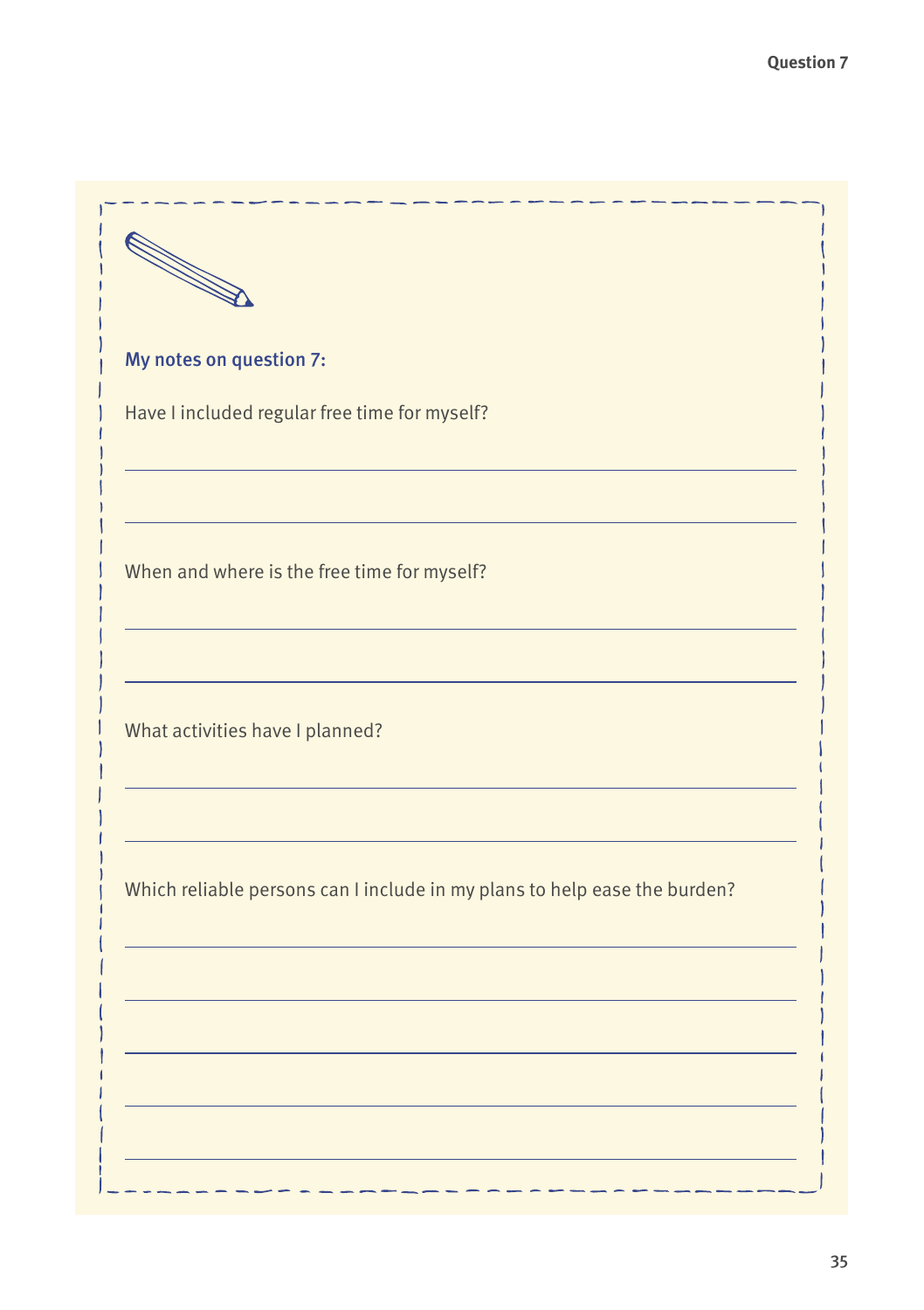**My notes on question 7:**

Have I included regular free time for myself?

When and where is the free time for myself?

What activities have I planned?

Which reliable persons can I include in my plans to help ease the burden?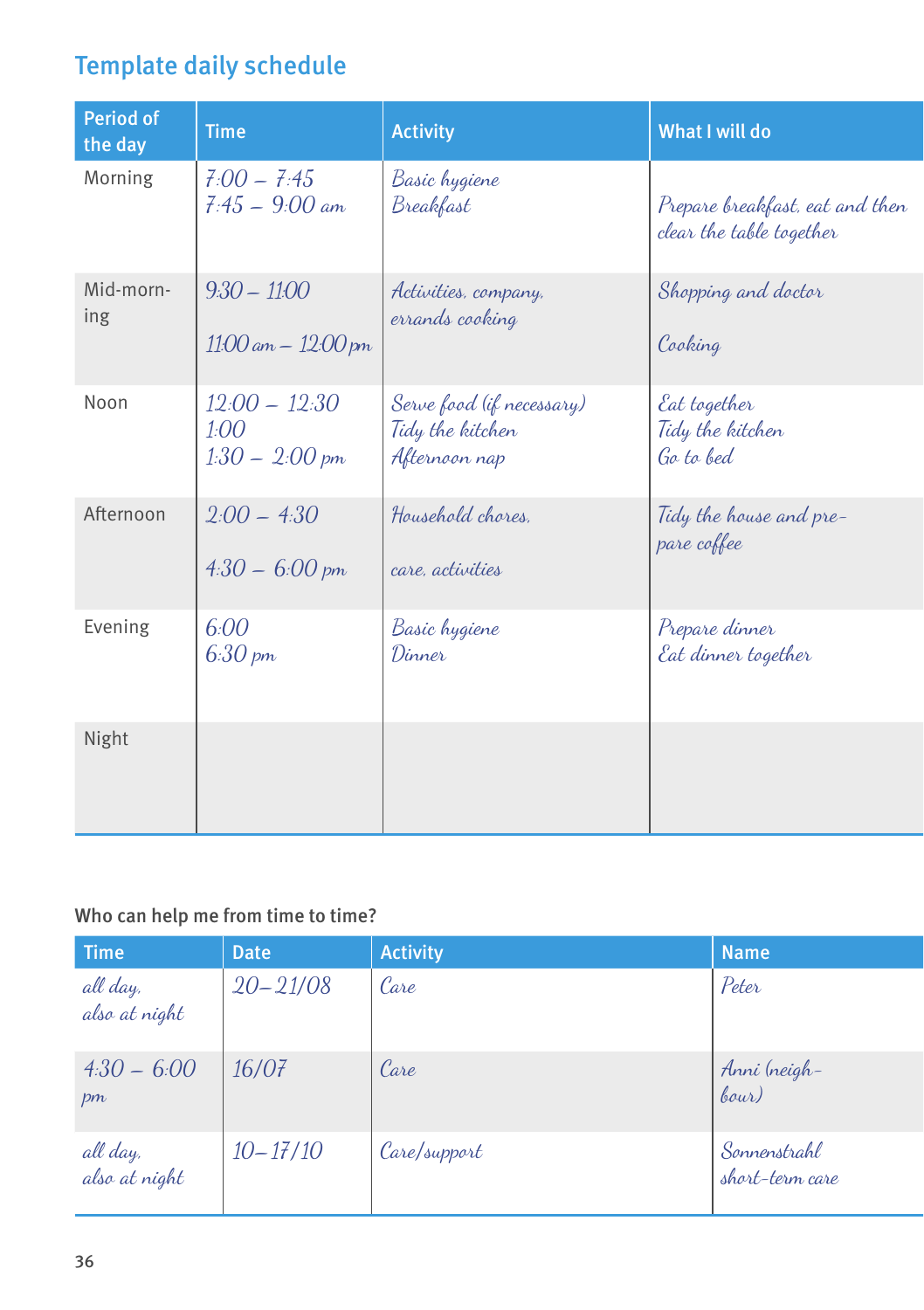## Template daily schedule

| Period of the day | Time | Activity | What I will do |
|---|---|---|---|
| Morning | 7:00 – 7:45<br>7:45 – 9:00 am | Basic hygiene<br>Breakfast | Prepare breakfast, eat and then clear the table together |
| Mid-morning | 9:30 – 11:00<br>11:00 am – 12:00 pm | Activities, company, errands cooking | Shopping and doctor<br>Cooking |
| Noon | 12:00 – 12:30<br>1:00<br>1:30 – 2:00 pm | Serve food (if necessary)<br>Tidy the kitchen<br>Afternoon nap | Eat together<br>Tidy the kitchen<br>Go to bed |
| Afternoon | 2:00 – 4:30<br>4:30 – 6:00 pm | Household chores,<br>care, activities | Tidy the house and prepare coffee |
| Evening | 6:00<br>6:30 pm | Basic hygiene<br>Dinner | Prepare dinner<br>Eat dinner together |
| Night | | | |

Who can help me from time to time?

| Time | Date | Activity | Name |
|---|---|---|---|
| all day, also at night | 20–21/08 | Care | Peter |
| 4:30 – 6:00 pm | 16/07 | Care | Anni (neighbour) |
| all day, also at night | 10–17/10 | Care/support | Sonnenstrahl short-term care |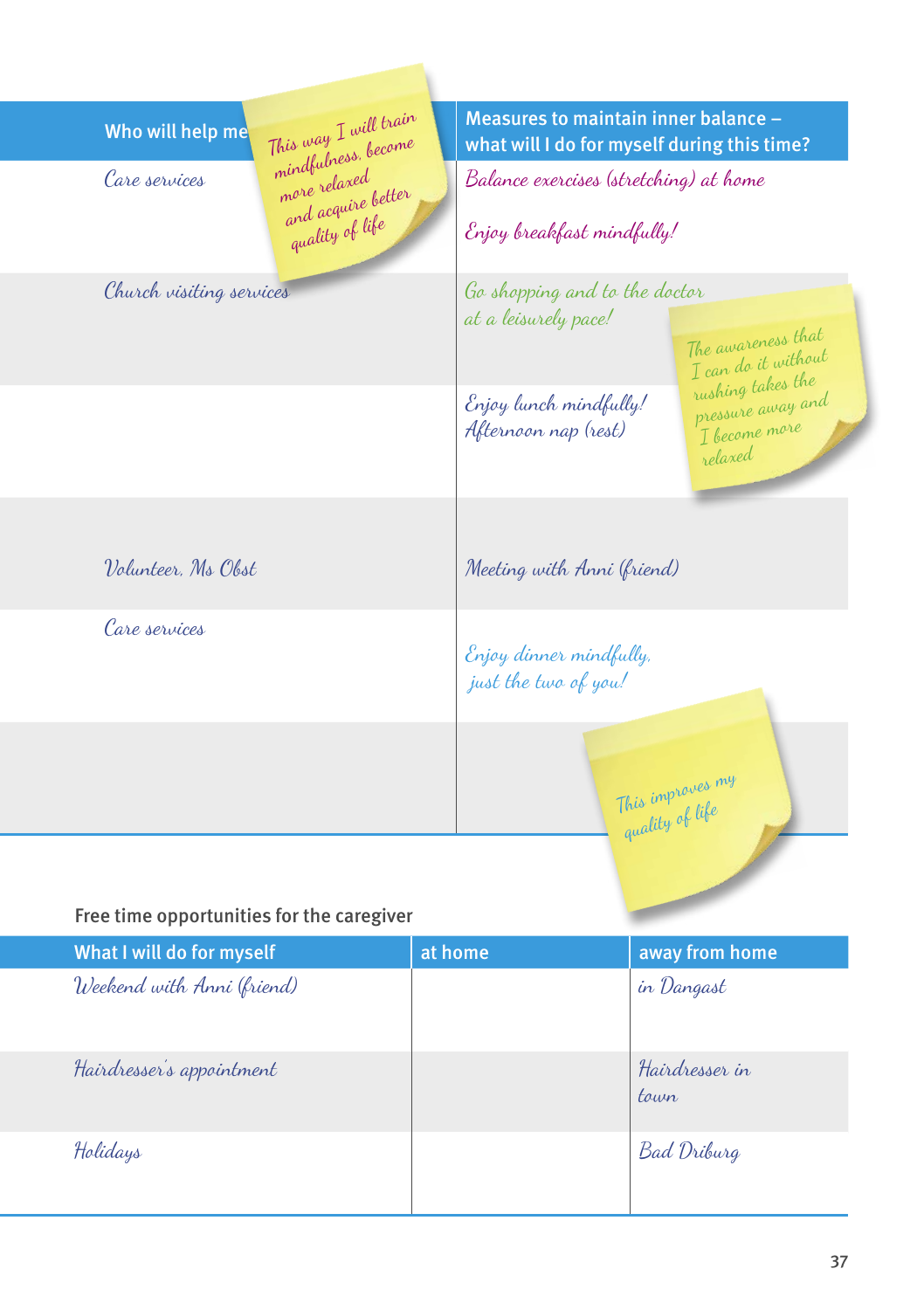| Who will help me | Measures to maintain inner balance – what will I do for myself during this time? |
|---|---|
| *Care services* | *Balance exercises (stretching) at home*<br>*Enjoy breakfast mindfully!* |
| *Church visiting services* | *Go shopping and to the doctor at a leisurely pace!* |
| | *Enjoy lunch mindfully!*<br>*Afternoon nap (rest)* |
| | |
| *Volunteer, Ms Obst* | *Meeting with Anni (friend)* |
| *Care services* | *Enjoy dinner mindfully, just the two of you!* |
| | |

*This way I will train mindfulness, become more relaxed and acquire better quality of life*

*The awareness that I can do it without rushing takes the pressure away and I become more relaxed*

*This improves my quality of life*

Free time opportunities for the caregiver

| What I will do for myself | at home | away from home |
|---|---|---|
| *Weekend with Anni (friend)* | | *in Dangast* |
| *Hairdresser's appointment* | | *Hairdresser in town* |
| *Holidays* | | *Bad Driburg* |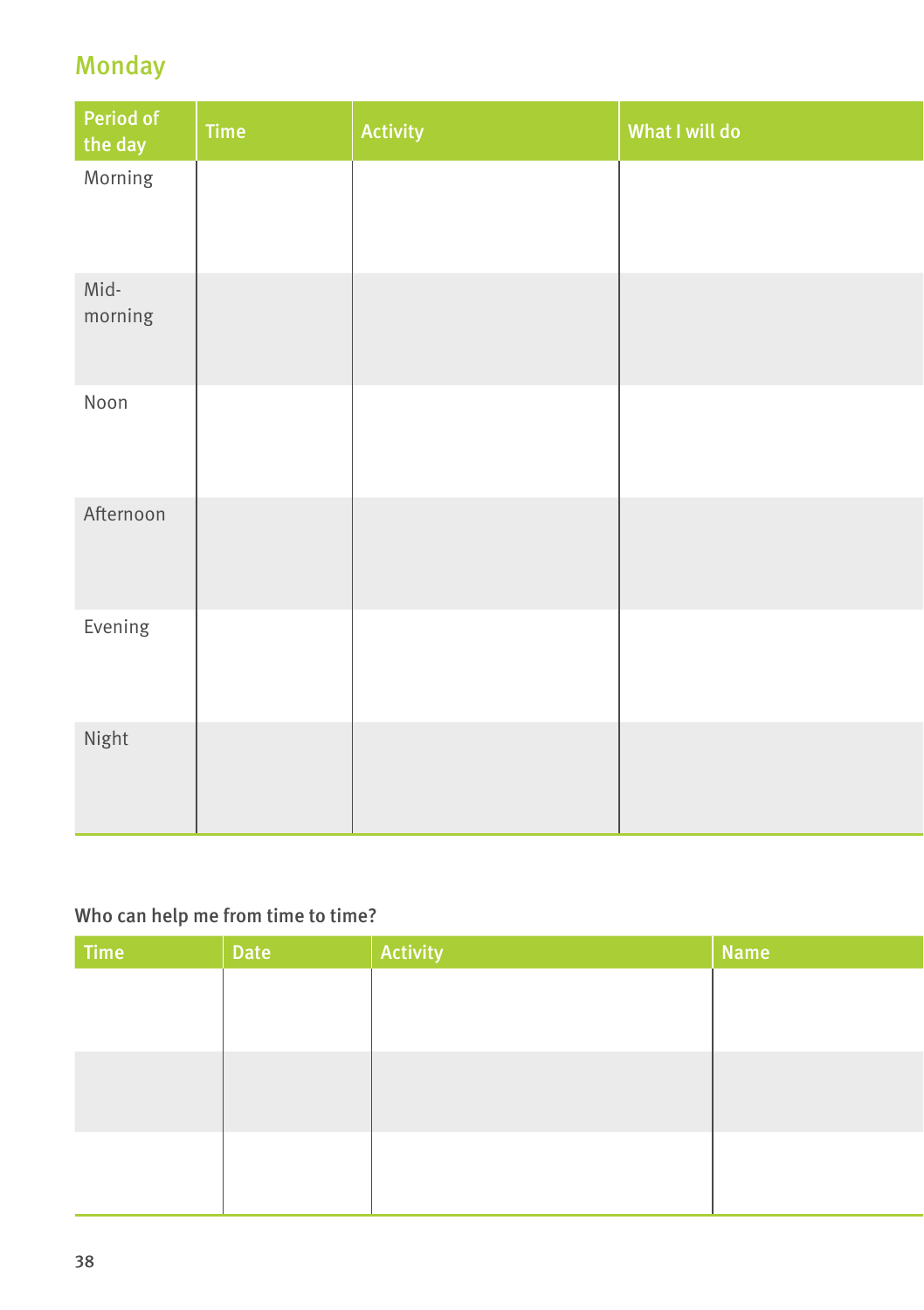## Monday

| Period of the day | Time | Activity | What I will do |
|---|---|---|---|
| Morning | | | |
| Mid-morning | | | |
| Noon | | | |
| Afternoon | | | |
| Evening | | | |
| Night | | | |

**Who can help me from time to time?**

| Time | Date | Activity | Name |
|---|---|---|---|
| | | | |
| | | | |
| | | | |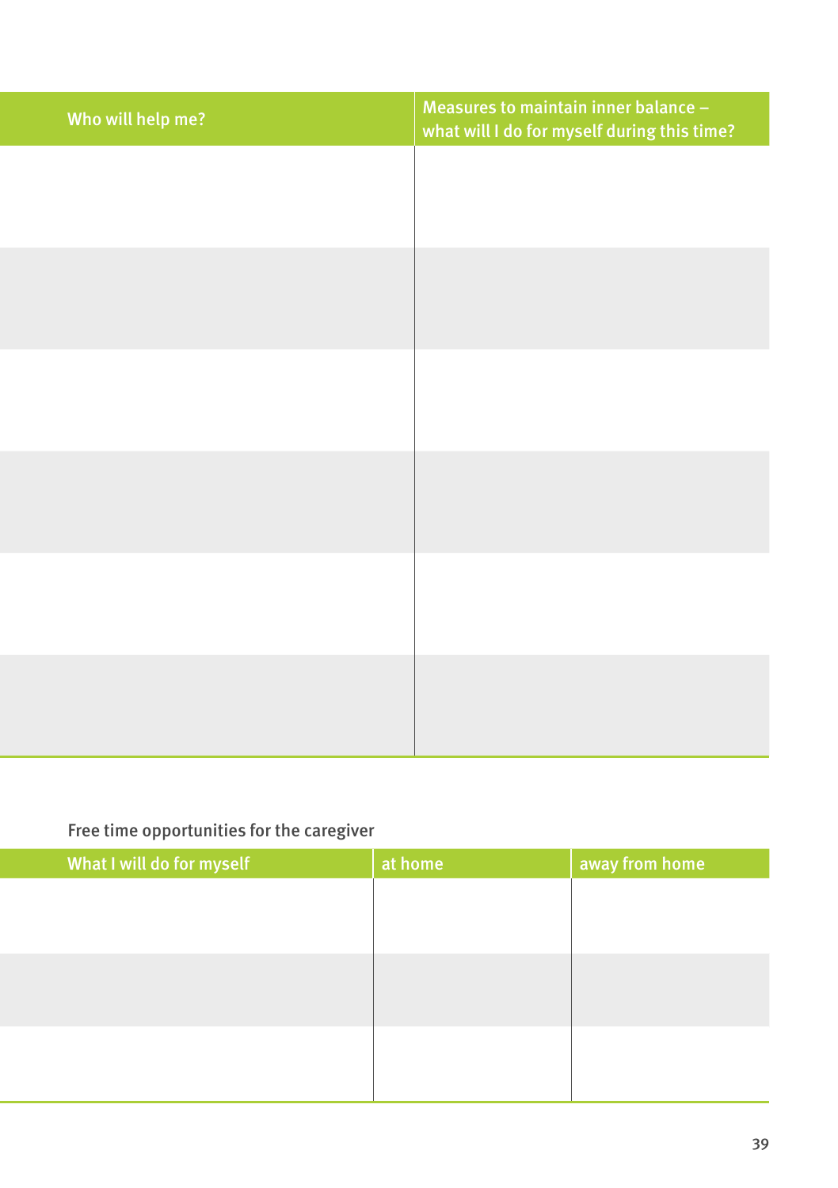| Who will help me? | Measures to maintain inner balance – what will I do for myself during this time? |
| --- | --- |
| | |
| | |
| | |
| | |
| | |
| | |

Free time opportunities for the caregiver

| What I will do for myself | at home | away from home |
| --- | --- | --- |
| | | |
| | | |
| | | |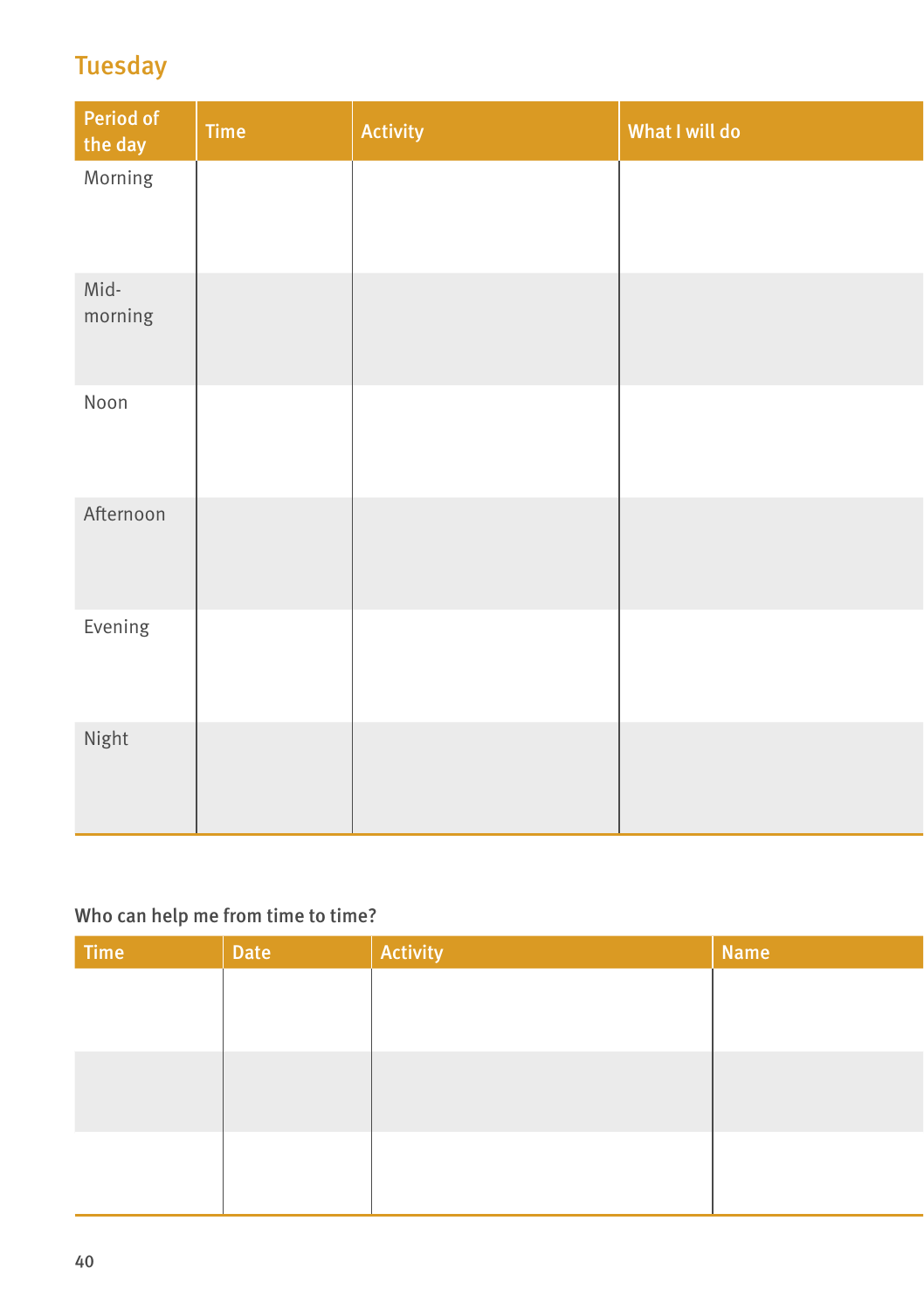## Tuesday

| Period of the day | Time | Activity | What I will do |
|---|---|---|---|
| Morning | | | |
| Mid-morning | | | |
| Noon | | | |
| Afternoon | | | |
| Evening | | | |
| Night | | | |

**Who can help me from time to time?**

| Time | Date | Activity | Name |
|---|---|---|---|
| | | | |
| | | | |
| | | | |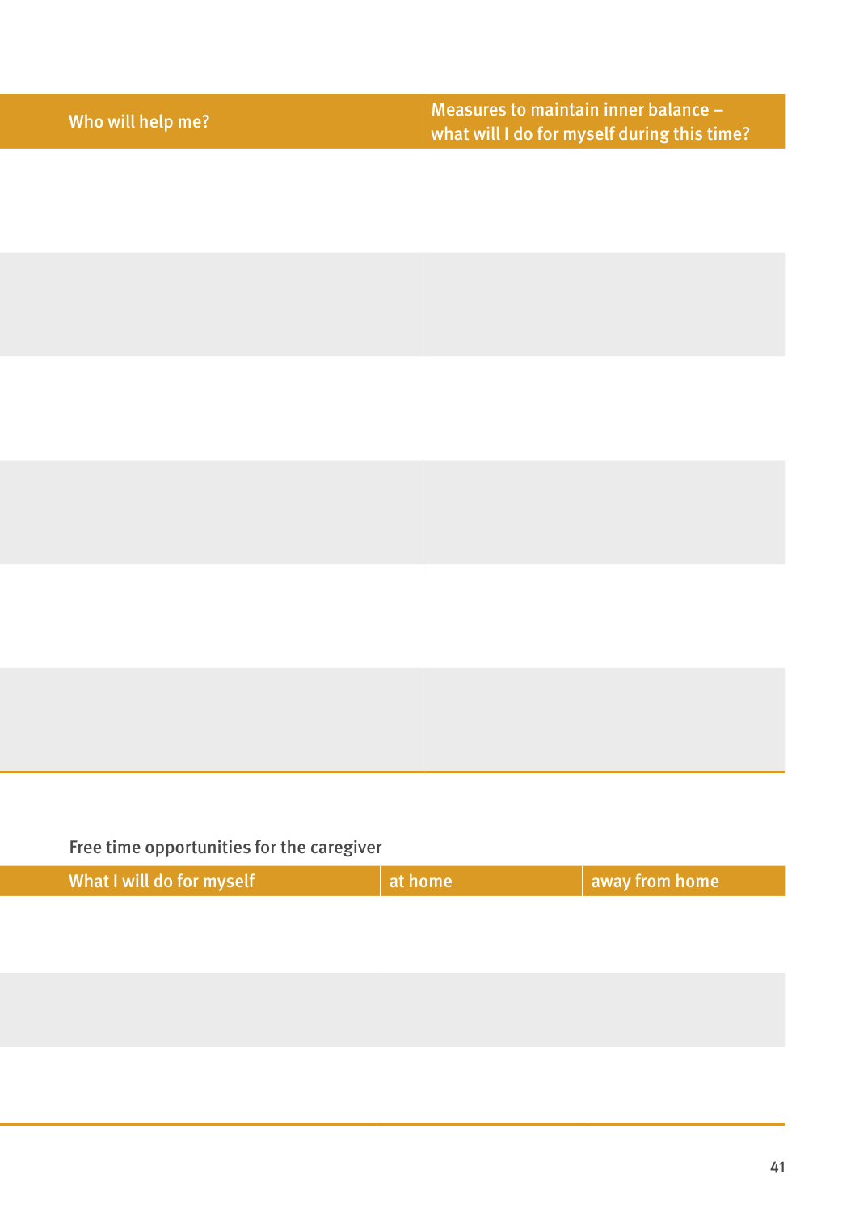| Who will help me? | Measures to maintain inner balance – what will I do for myself during this time? |
|---|---|
| | |
| | |
| | |
| | |
| | |
| | |

Free time opportunities for the caregiver

| What I will do for myself | at home | away from home |
|---|---|---|
| | | |
| | | |
| | | |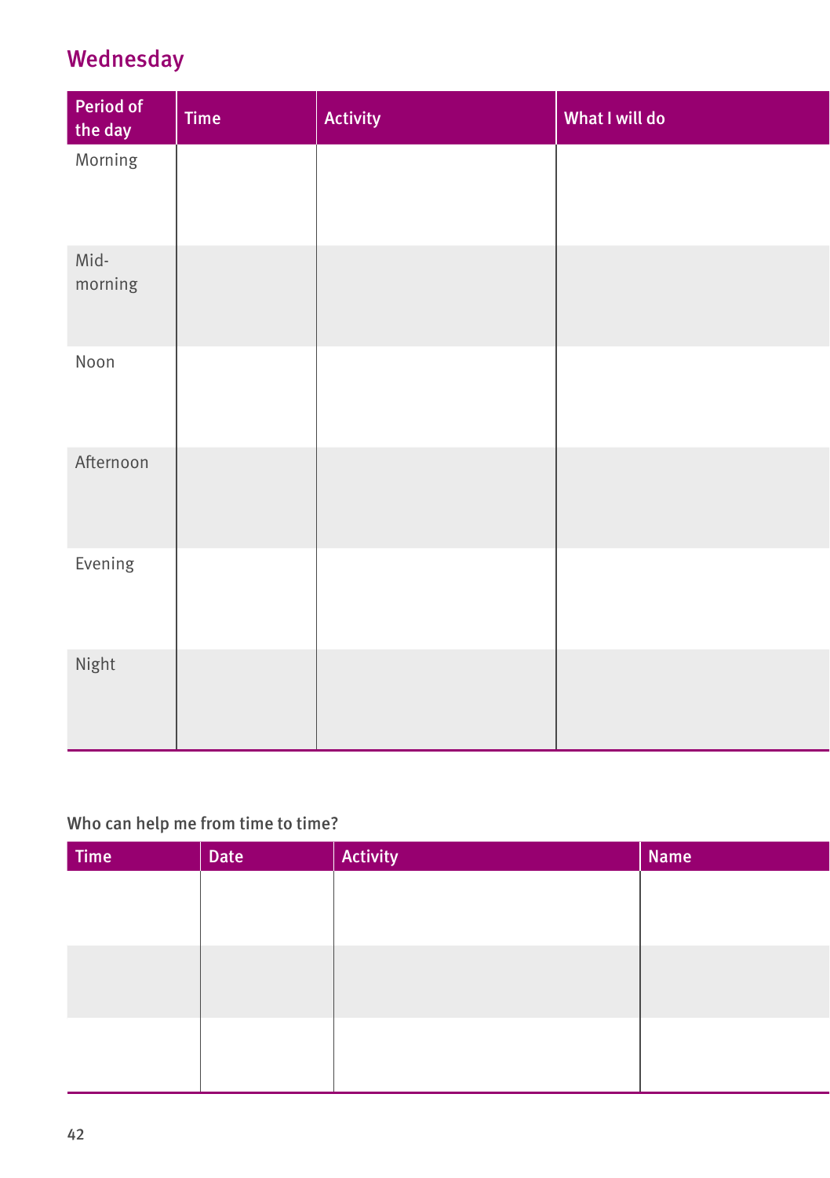## Wednesday

| Period of the day | Time | Activity | What I will do |
|---|---|---|---|
| Morning | | | |
| Mid-morning | | | |
| Noon | | | |
| Afternoon | | | |
| Evening | | | |
| Night | | | |

**Who can help me from time to time?**

| Time | Date | Activity | Name |
|---|---|---|---|
| | | | |
| | | | |
| | | | |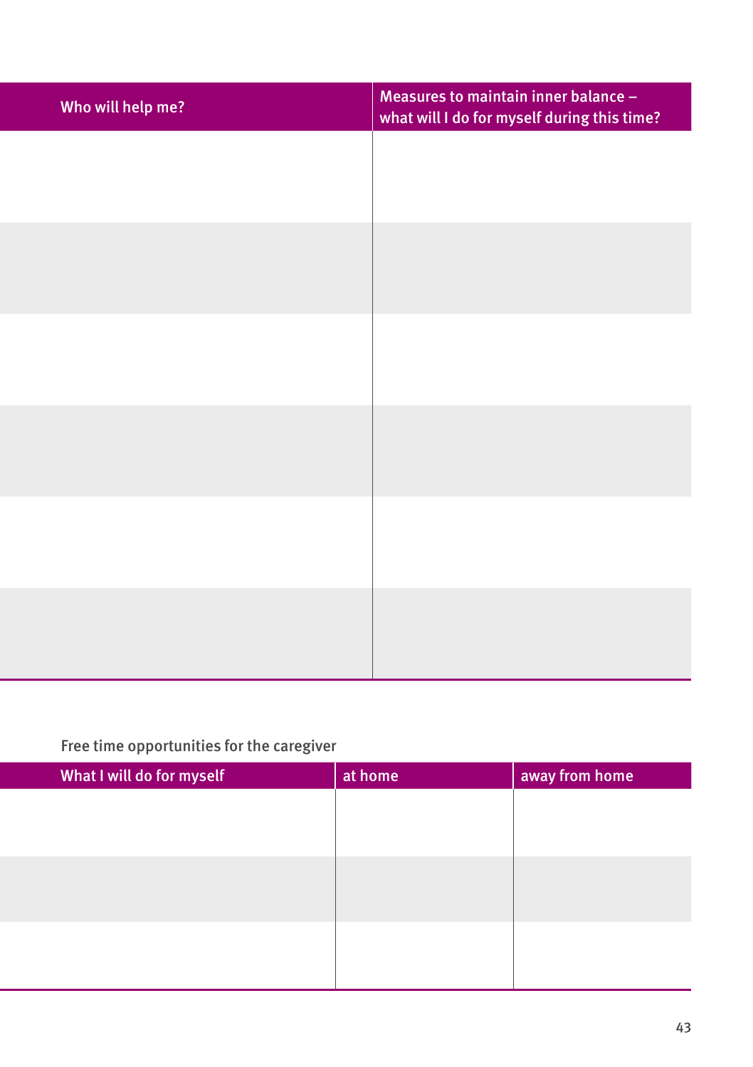| Who will help me? | Measures to maintain inner balance – what will I do for myself during this time? |
| --- | --- |
| | |
| | |
| | |
| | |
| | |
| | |

Free time opportunities for the caregiver

| What I will do for myself | at home | away from home |
| --- | --- | --- |
| | | |
| | | |
| | | |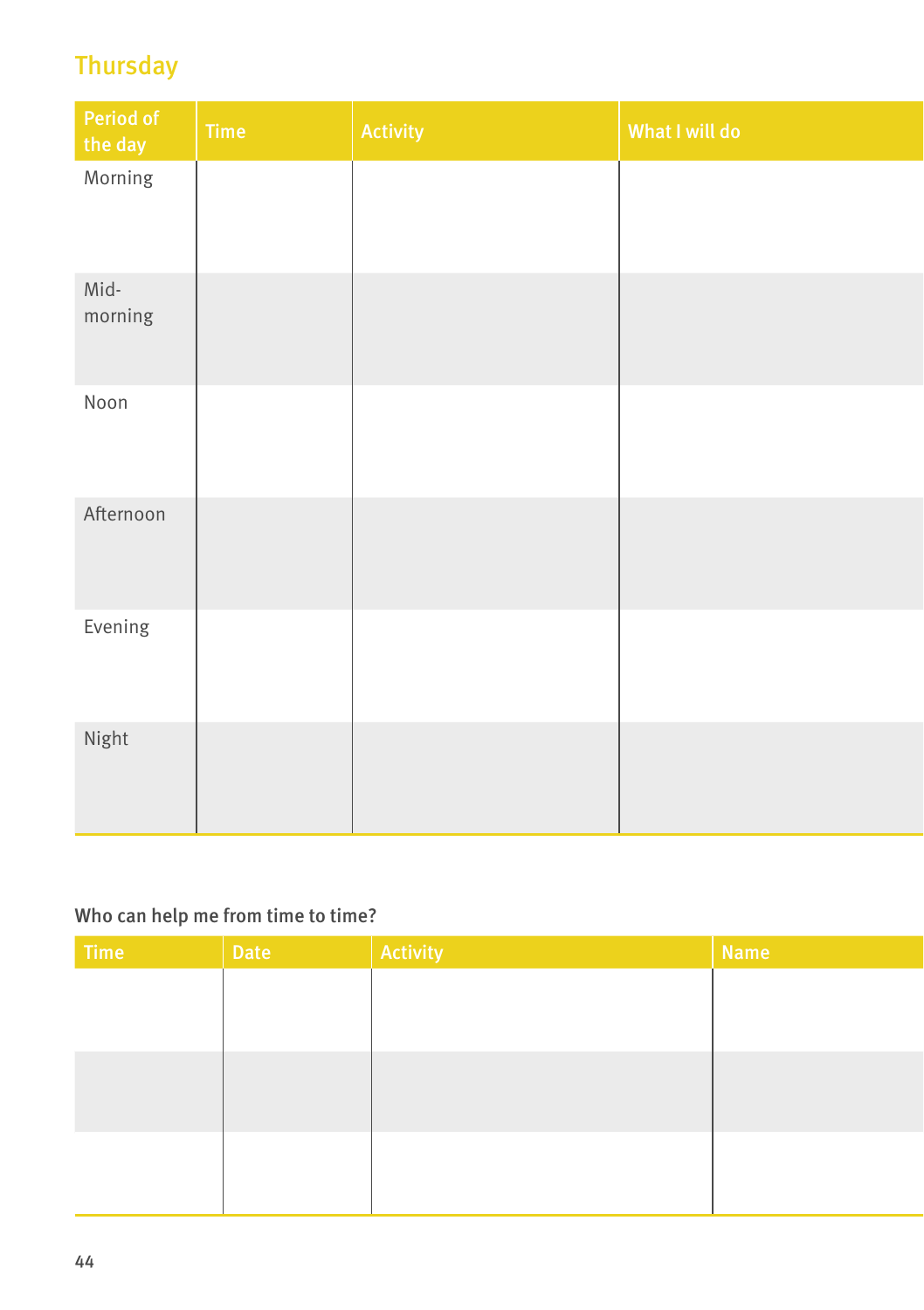## Thursday

| Period of the day | Time | Activity | What I will do |
|---|---|---|---|
| Morning | | | |
| Mid-morning | | | |
| Noon | | | |
| Afternoon | | | |
| Evening | | | |
| Night | | | |

**Who can help me from time to time?**

| Time | Date | Activity | Name |
|---|---|---|---|
| | | | |
| | | | |
| | | | |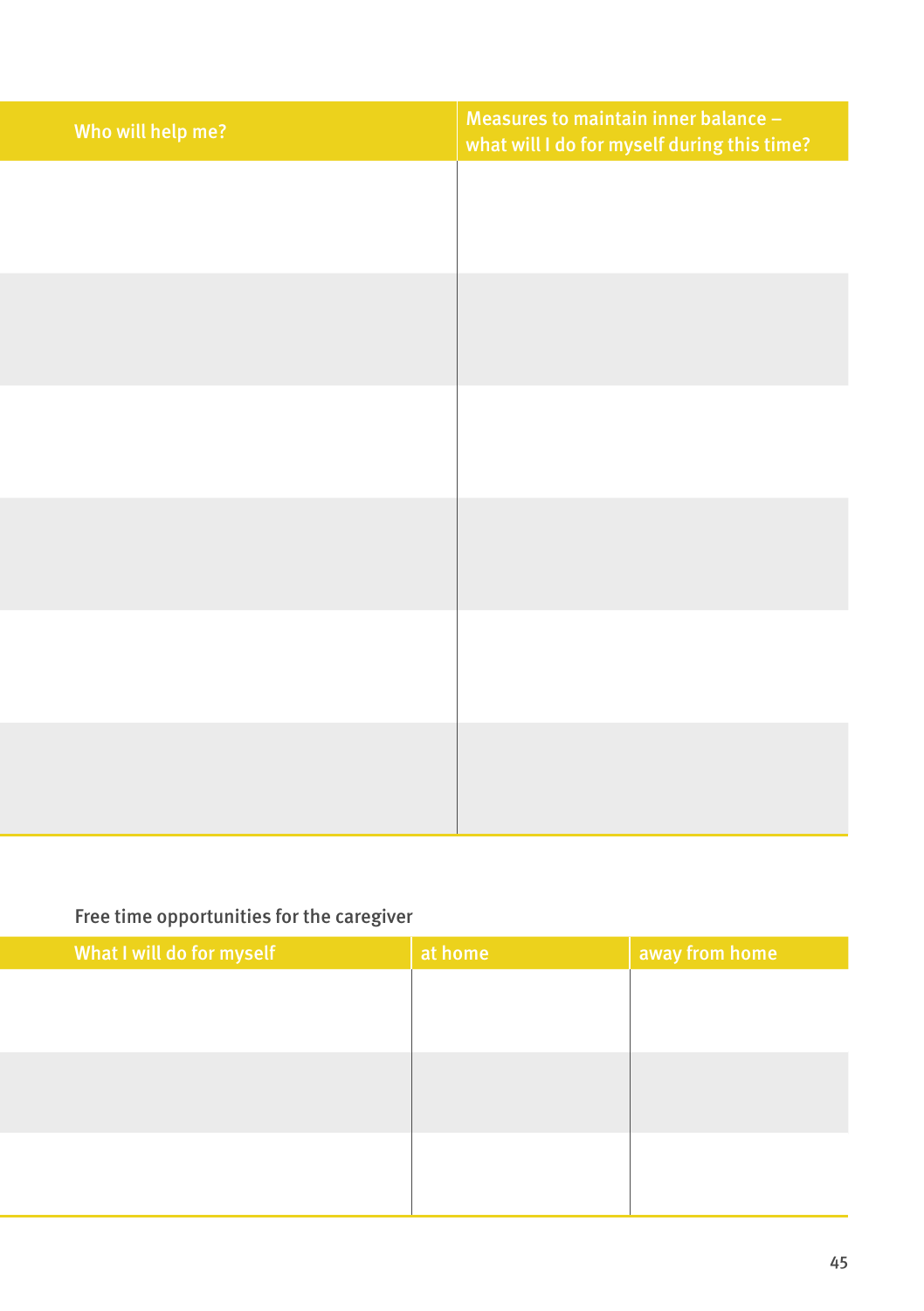| Who will help me? | Measures to maintain inner balance – what will I do for myself during this time? |
| --- | --- |
| | |
| | |
| | |
| | |
| | |
| | |

Free time opportunities for the caregiver

| What I will do for myself | at home | away from home |
| --- | --- | --- |
| | | |
| | | |
| | | |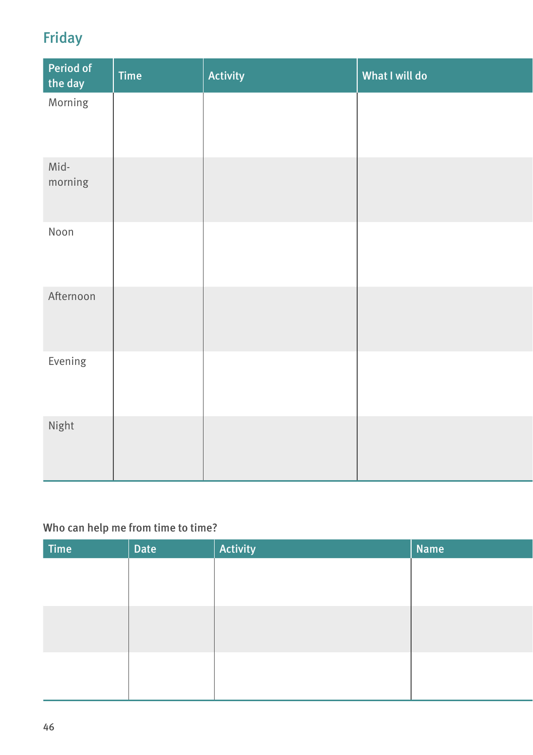## Friday

| Period of the day | Time | Activity | What I will do |
|---|---|---|---|
| Morning | | | |
| Mid-morning | | | |
| Noon | | | |
| Afternoon | | | |
| Evening | | | |
| Night | | | |

**Who can help me from time to time?**

| Time | Date | Activity | Name |
|---|---|---|---|
| | | | |
| | | | |
| | | | |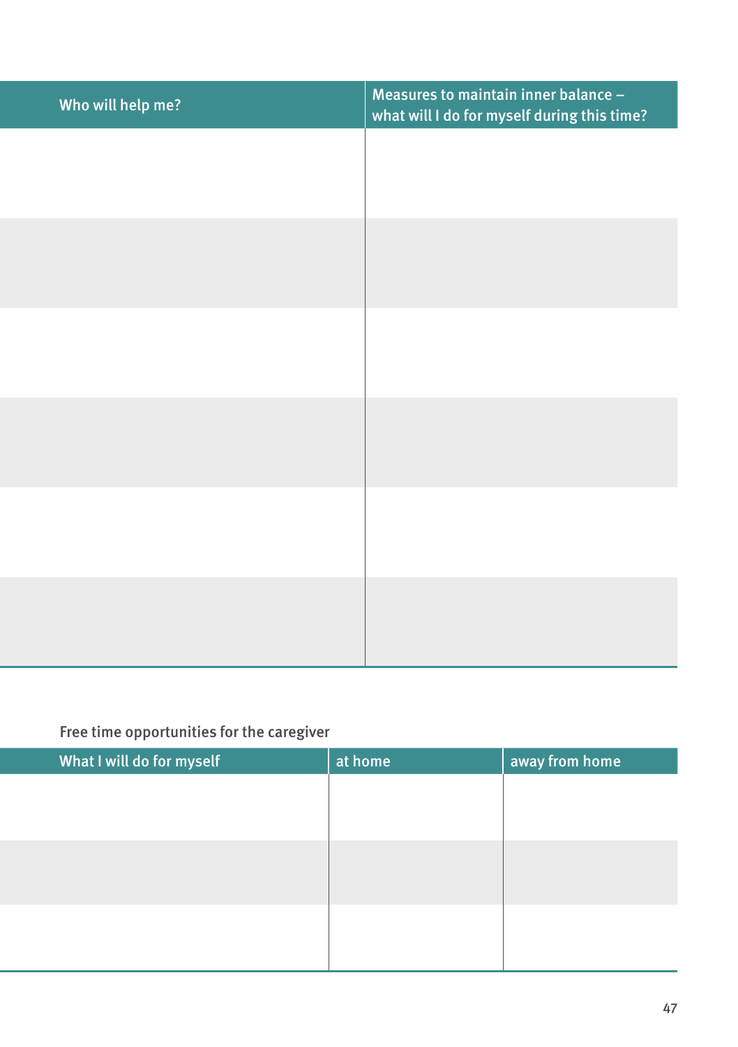| Who will help me? | Measures to maintain inner balance – what will I do for myself during this time? |
|---|---|
| | |
| | |
| | |
| | |
| | |
| | |

Free time opportunities for the caregiver

| What I will do for myself | at home | away from home |
|---|---|---|
| | | |
| | | |
| | | |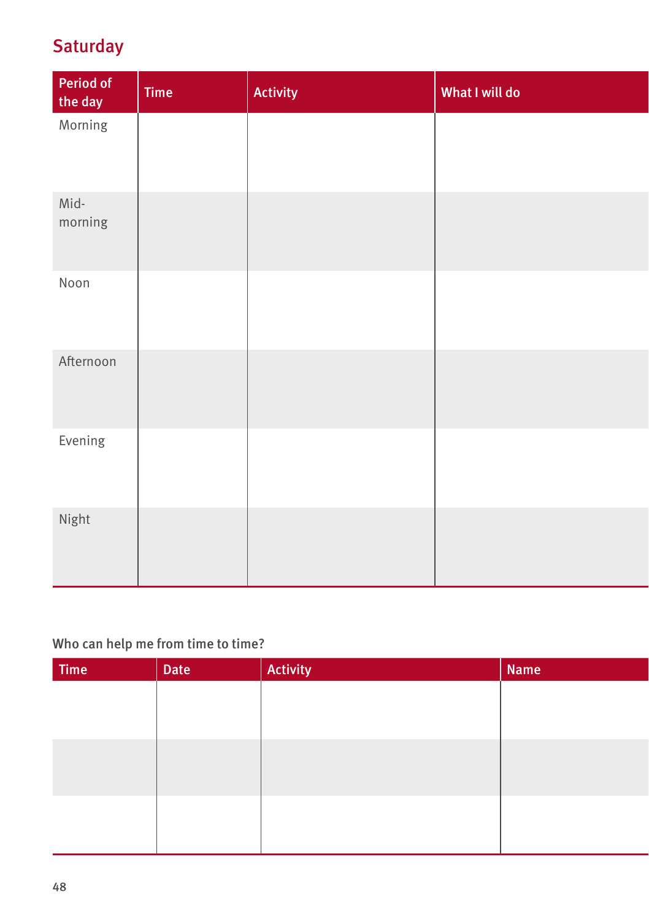## Saturday

| Period of the day | Time | Activity | What I will do |
| --- | --- | --- | --- |
| Morning | | | |
| Mid-morning | | | |
| Noon | | | |
| Afternoon | | | |
| Evening | | | |
| Night | | | |

**Who can help me from time to time?**

| Time | Date | Activity | Name |
| --- | --- | --- | --- |
| | | | |
| | | | |
| | | | |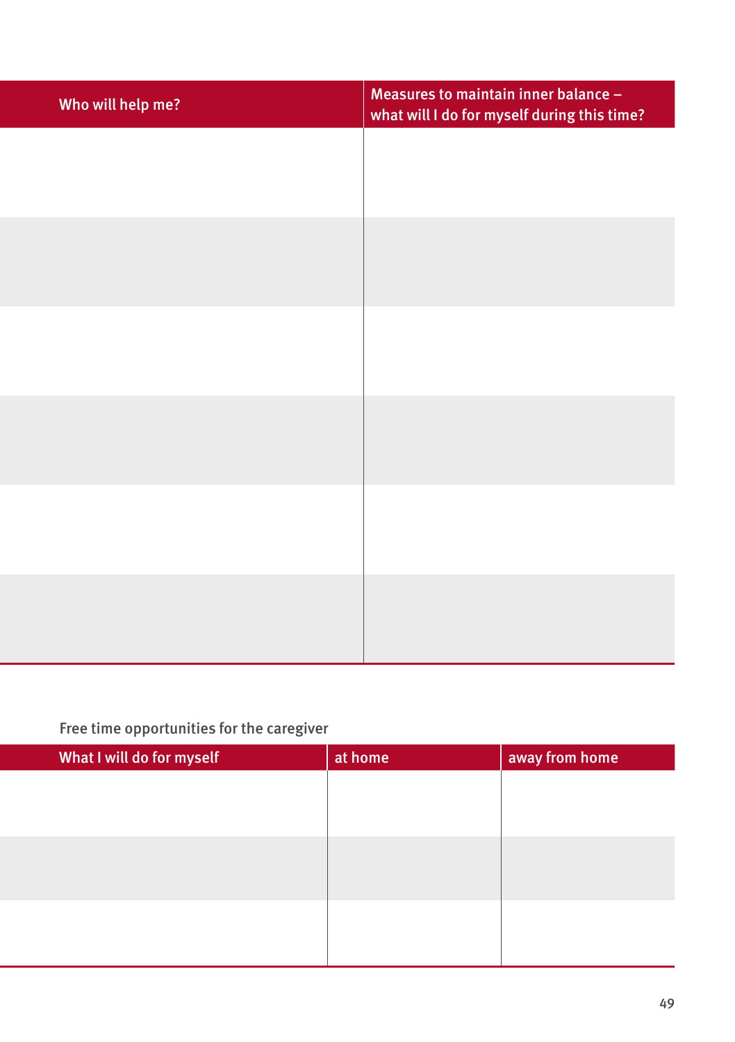| Who will help me? | Measures to maintain inner balance – what will I do for myself during this time? |
| --- | --- |
| | |
| | |
| | |
| | |
| | |
| | |

Free time opportunities for the caregiver

| What I will do for myself | at home | away from home |
| --- | --- | --- |
| | | |
| | | |
| | | |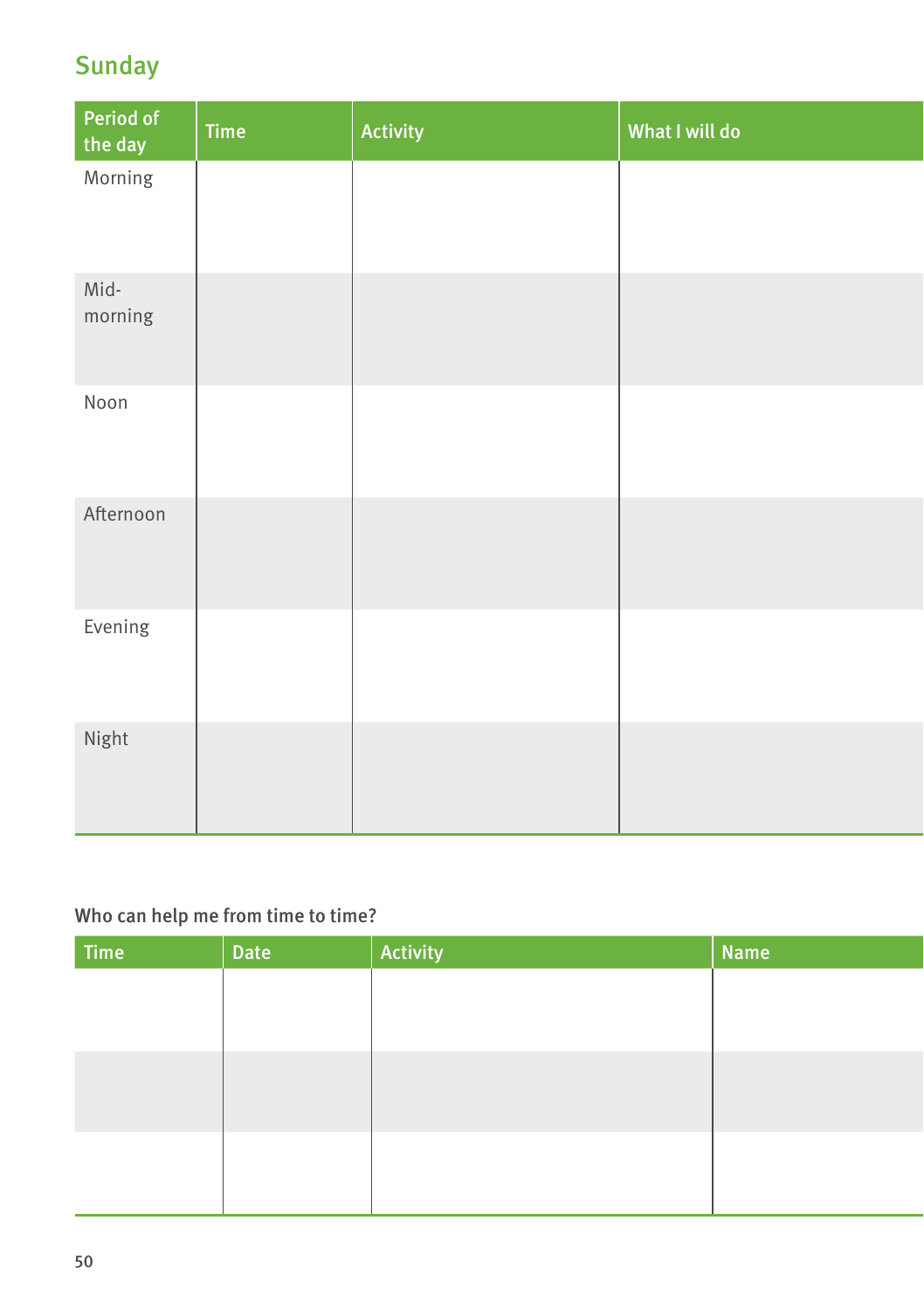## Sunday

| Period of the day | Time | Activity | What I will do |
|---|---|---|---|
| Morning | | | |
| Mid-morning | | | |
| Noon | | | |
| Afternoon | | | |
| Evening | | | |
| Night | | | |

**Who can help me from time to time?**

| Time | Date | Activity | Name |
|---|---|---|---|
| | | | |
| | | | |
| | | | |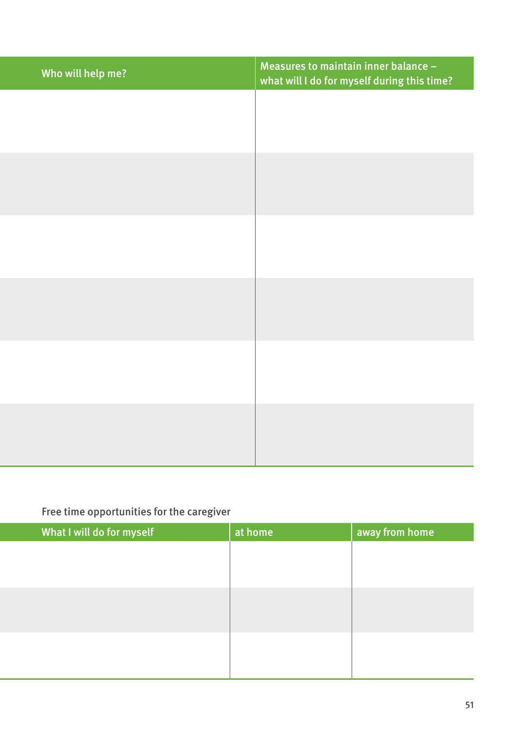| Who will help me? | Measures to maintain inner balance – what will I do for myself during this time? |
|---|---|
| | |
| | |
| | |
| | |
| | |
| | |

Free time opportunities for the caregiver

| What I will do for myself | at home | away from home |
|---|---|---|
| | | |
| | | |
| | | |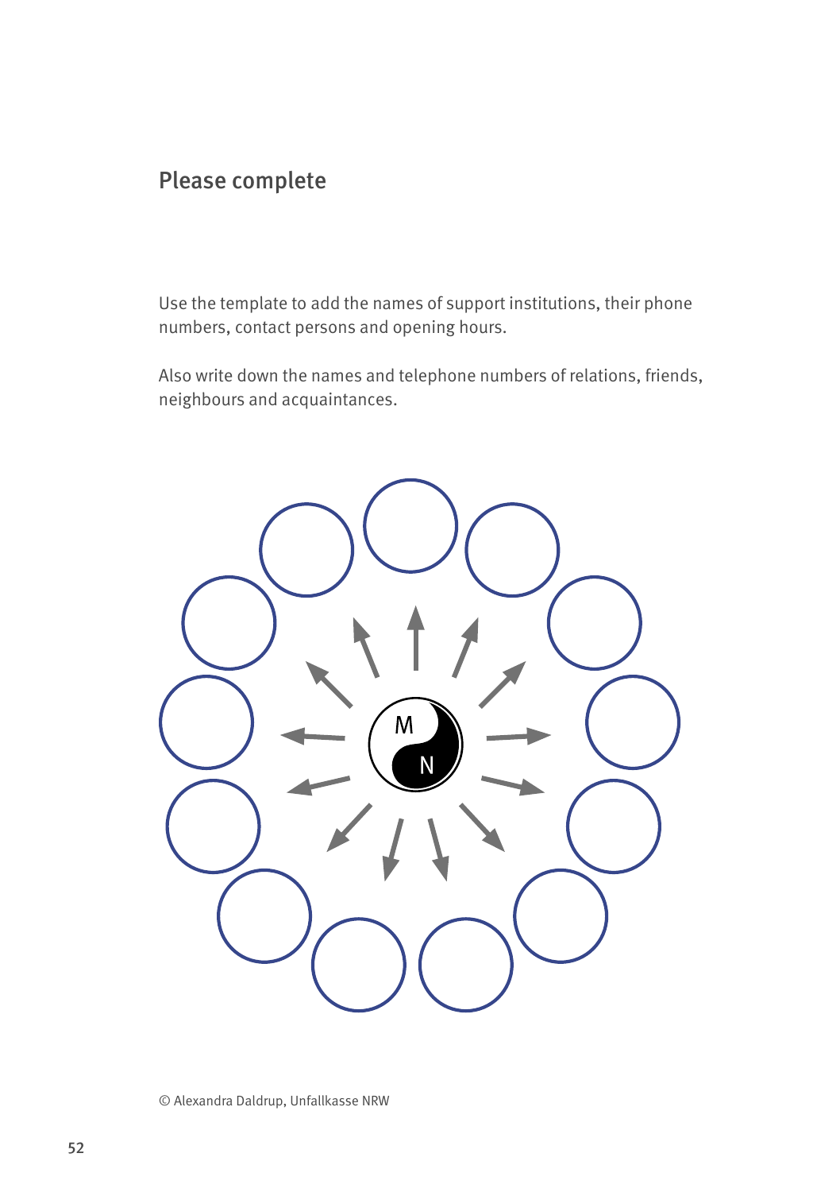## Please complete

Use the template to add the names of support institutions, their phone numbers, contact persons and opening hours.

Also write down the names and telephone numbers of relations, friends, neighbours and acquaintances.

M

N

© Alexandra Daldrup, Unfallkasse NRW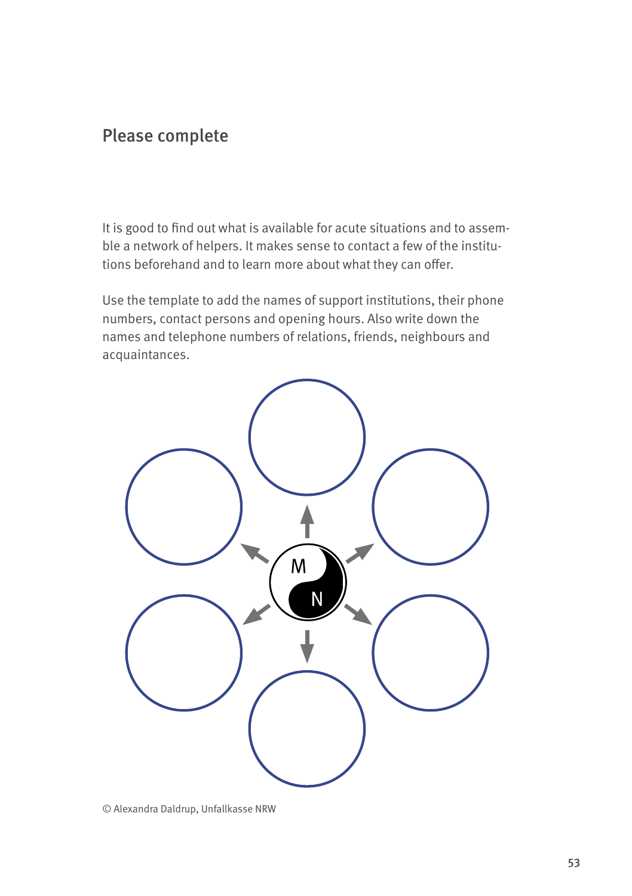## Please complete

It is good to find out what is available for acute situations and to assemble a network of helpers. It makes sense to contact a few of the institutions beforehand and to learn more about what they can offer.

Use the template to add the names of support institutions, their phone numbers, contact persons and opening hours. Also write down the names and telephone numbers of relations, friends, neighbours and acquaintances.

© Alexandra Daldrup, Unfallkasse NRW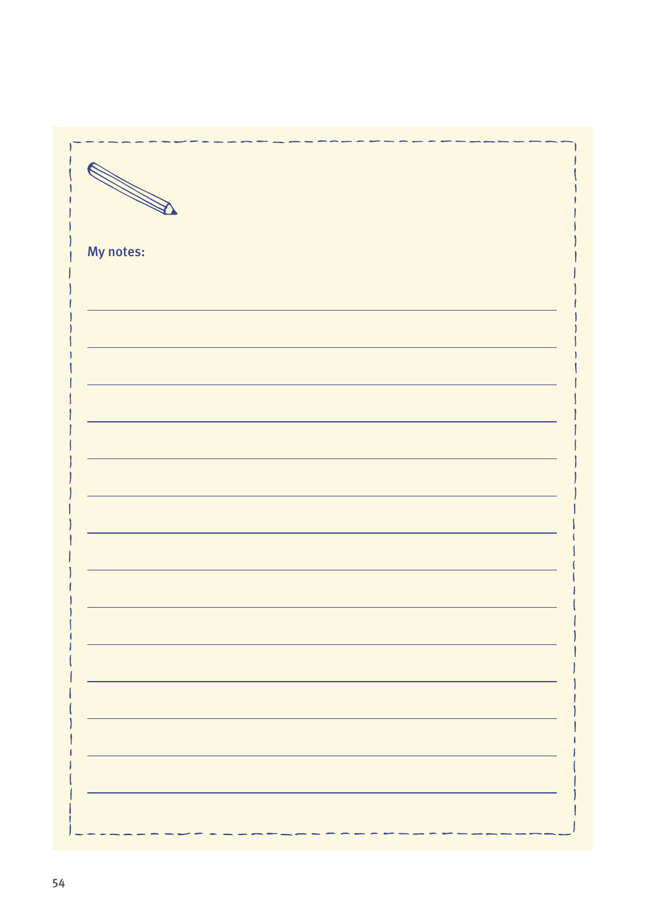My notes: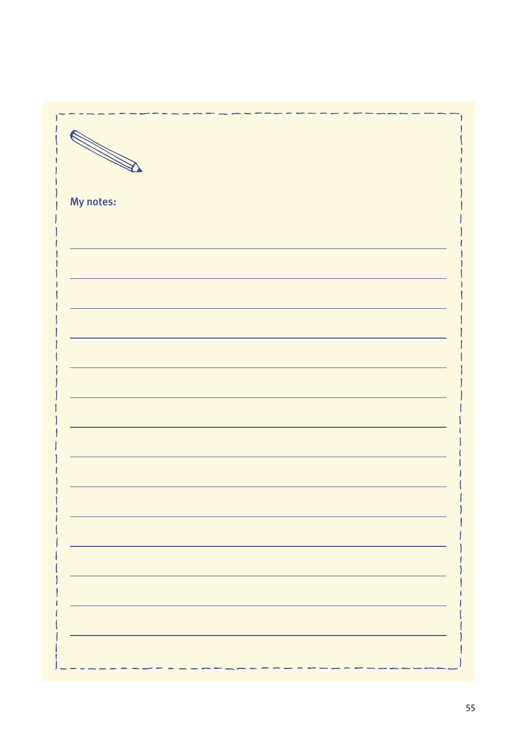My notes: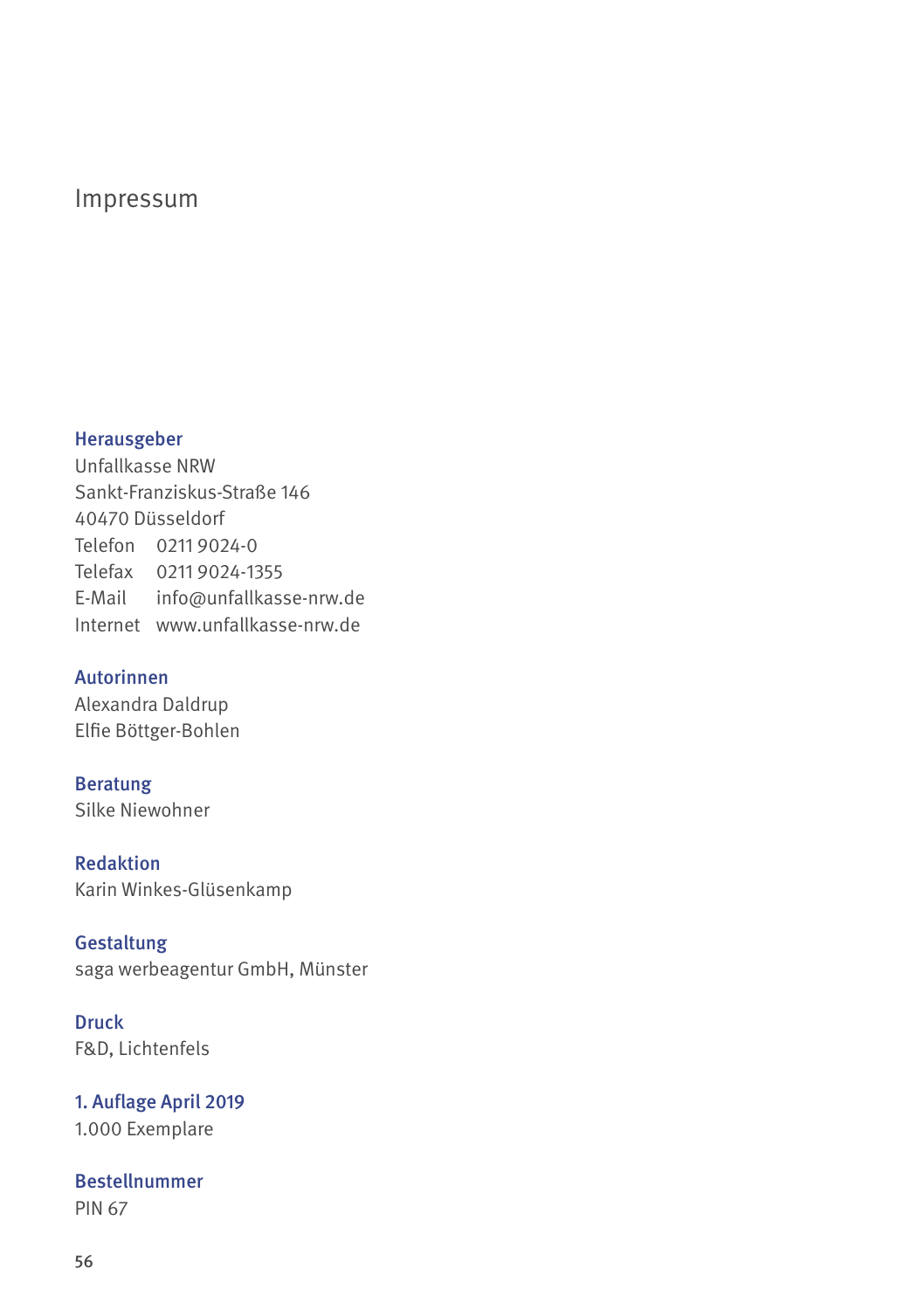# Impressum

**Herausgeber**
Unfallkasse NRW
Sankt-Franziskus-Straße 146
40470 Düsseldorf
Telefon 0211 9024-0
Telefax 0211 9024-1355
E-Mail info@unfallkasse-nrw.de
Internet www.unfallkasse-nrw.de

**Autorinnen**
Alexandra Daldrup
Elfie Böttger-Bohlen

**Beratung**
Silke Niewohner

**Redaktion**
Karin Winkes-Glüsenkamp

**Gestaltung**
saga werbeagentur GmbH, Münster

**Druck**
F&D, Lichtenfels

**1. Auflage April 2019**
1.000 Exemplare

**Bestellnummer**
PIN 67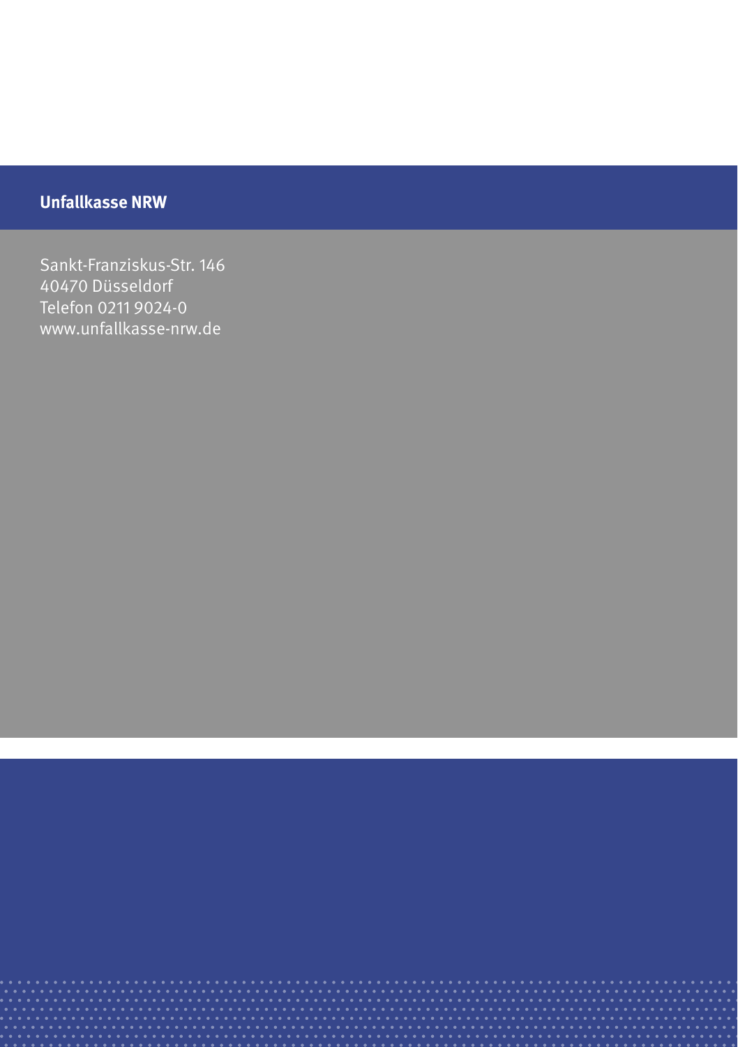**Unfallkasse NRW**

Sankt-Franziskus-Str. 146
40470 Düsseldorf
Telefon 0211 9024-0
www.unfallkasse-nrw.de